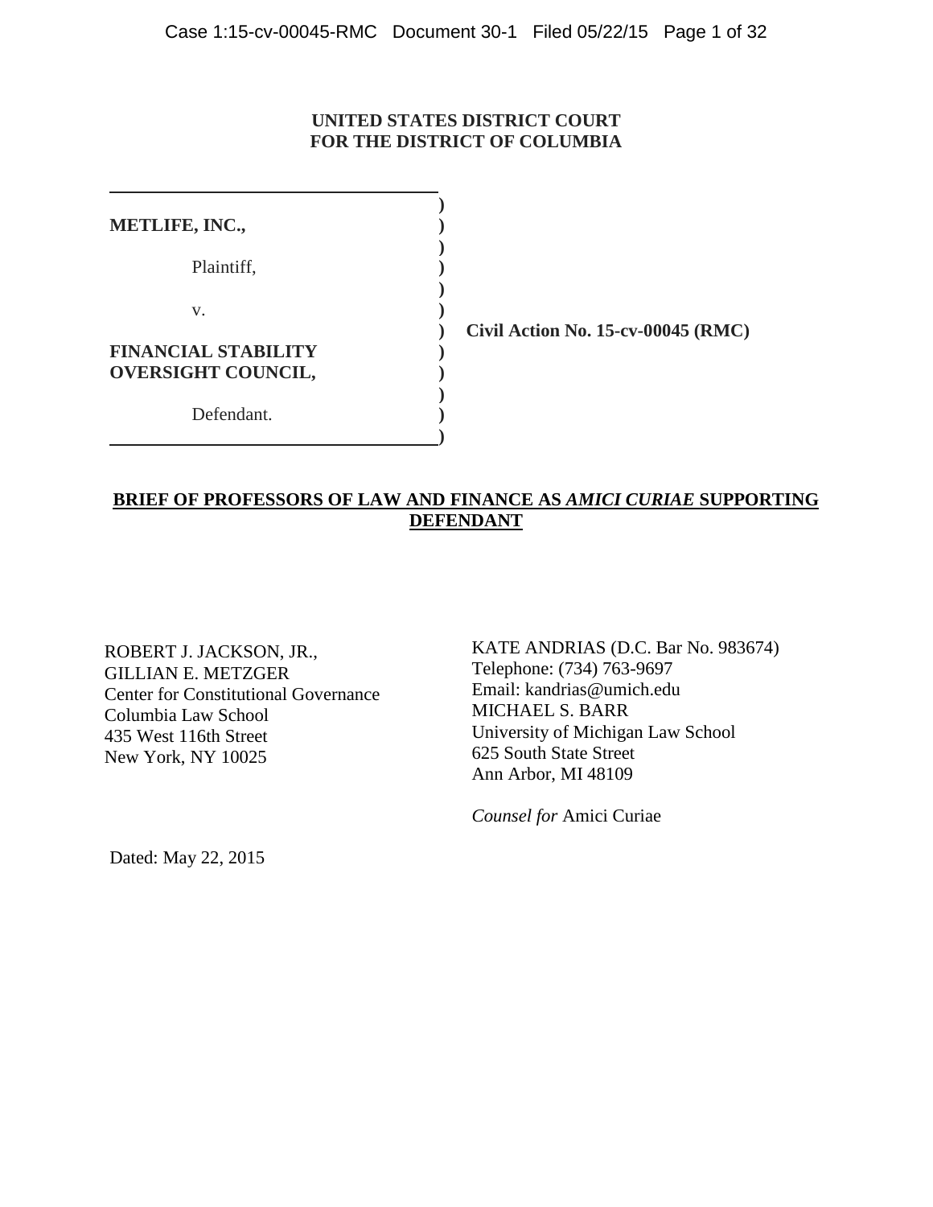**UNITED STATES DISTRICT COURT**
**FOR THE DISTRICT OF COLUMBIA**

| | | |
|---|---|---|
| **METLIFE, INC.,** | ) | |
| Plaintiff, | ) | |
| v. | ) | **Civil Action No. 15-cv-00045 (RMC)** |
| **FINANCIAL STABILITY OVERSIGHT COUNCIL,** | ) | |
| Defendant. | ) | |

**BRIEF OF PROFESSORS OF LAW AND FINANCE AS *AMICI CURIAE* SUPPORTING DEFENDANT**

ROBERT J. JACKSON, JR.,
GILLIAN E. METZGER
Center for Constitutional Governance
Columbia Law School
435 West 116th Street
New York, NY 10025

KATE ANDRIAS (D.C. Bar No. 983674)
Telephone: (734) 763-9697
Email: kandrias@umich.edu
MICHAEL S. BARR
University of Michigan Law School
625 South State Street
Ann Arbor, MI 48109

*Counsel for* Amici Curiae

Dated: May 22, 2015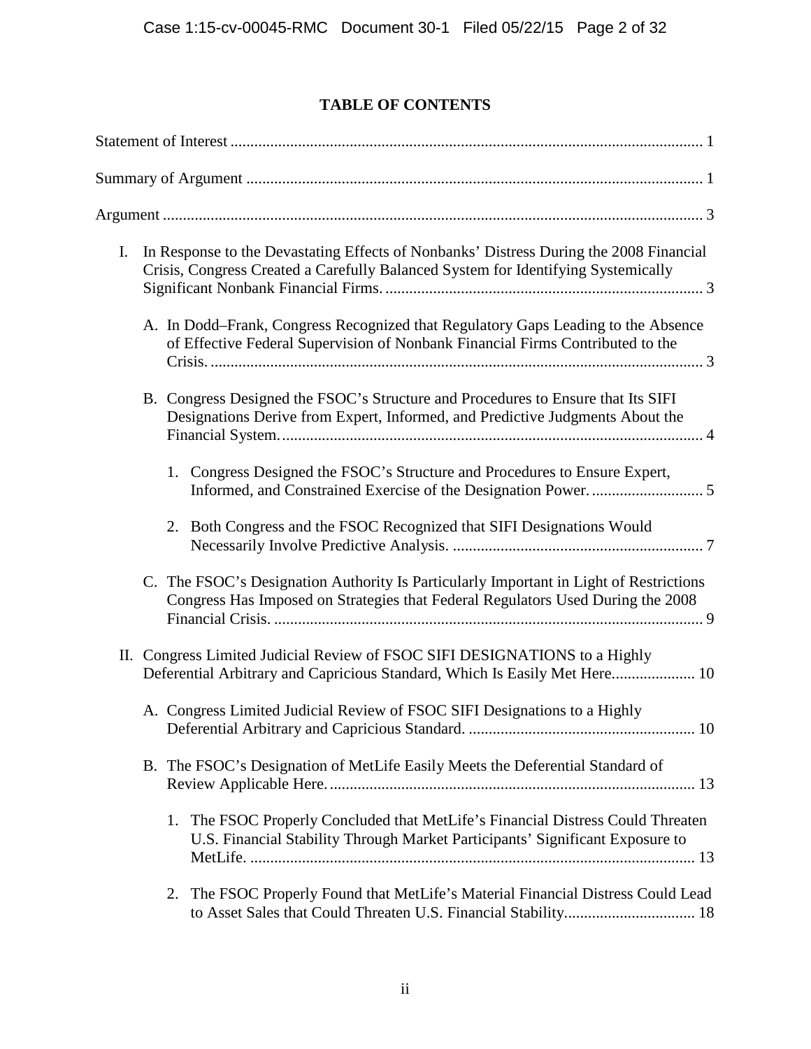## TABLE OF CONTENTS

Statement of Interest ........................................................................................................ 1

Summary of Argument ...................................................................................................... 1

Argument ........................................................................................................................ 3

I. In Response to the Devastating Effects of Nonbanks' Distress During the 2008 Financial Crisis, Congress Created a Carefully Balanced System for Identifying Systemically Significant Nonbank Financial Firms. ................................................................................ 3

   A. In Dodd–Frank, Congress Recognized that Regulatory Gaps Leading to the Absence of Effective Federal Supervision of Nonbank Financial Firms Contributed to the Crisis. ............................................................................................................ 3

   B. Congress Designed the FSOC's Structure and Procedures to Ensure that Its SIFI Designations Derive from Expert, Informed, and Predictive Judgments About the Financial System. .......................................................................................... 4

      1. Congress Designed the FSOC's Structure and Procedures to Ensure Expert, Informed, and Constrained Exercise of the Designation Power. ............................ 5

      2. Both Congress and the FSOC Recognized that SIFI Designations Would Necessarily Involve Predictive Analysis. ............................................................... 7

   C. The FSOC's Designation Authority Is Particularly Important in Light of Restrictions Congress Has Imposed on Strategies that Federal Regulators Used During the 2008 Financial Crisis. ............................................................................................ 9

II. Congress Limited Judicial Review of FSOC SIFI DESIGNATIONS to a Highly Deferential Arbitrary and Capricious Standard, Which Is Easily Met Here..................... 10

   A. Congress Limited Judicial Review of FSOC SIFI Designations to a Highly Deferential Arbitrary and Capricious Standard. ......................................................... 10

   B. The FSOC's Designation of MetLife Easily Meets the Deferential Standard of Review Applicable Here. ........................................................................................... 13

      1. The FSOC Properly Concluded that MetLife's Financial Distress Could Threaten U.S. Financial Stability Through Market Participants' Significant Exposure to MetLife. ................................................................................................................ 13

      2. The FSOC Properly Found that MetLife's Material Financial Distress Could Lead to Asset Sales that Could Threaten U.S. Financial Stability................................. 18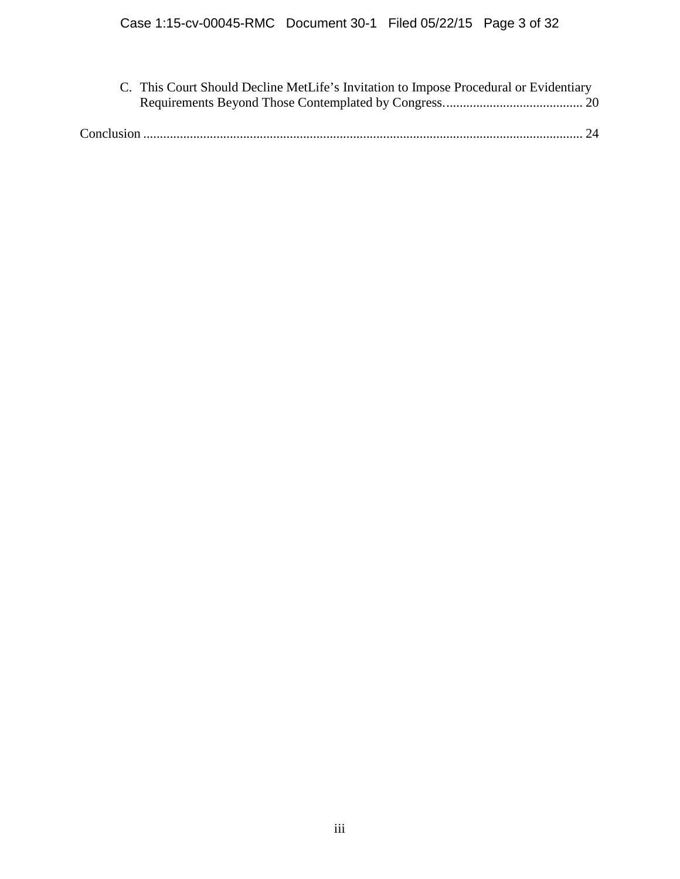C. This Court Should Decline MetLife's Invitation to Impose Procedural or Evidentiary Requirements Beyond Those Contemplated by Congress. ......................................... 20

Conclusion ................................................................................................................................... 24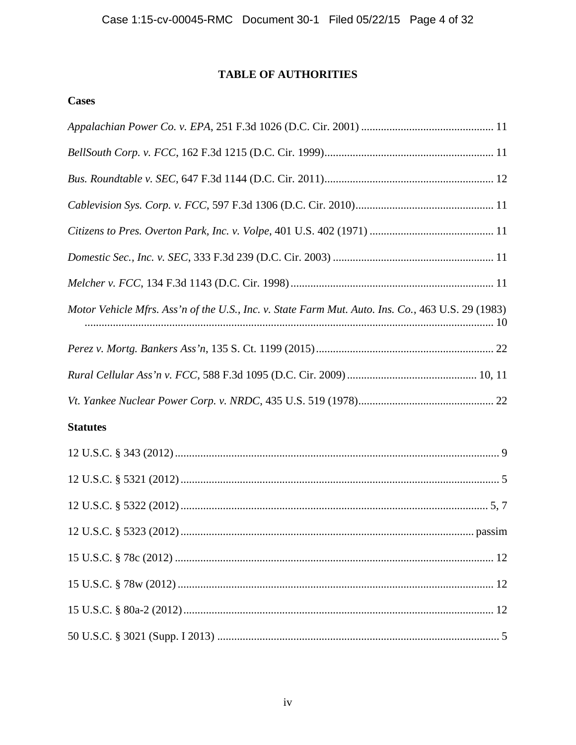# TABLE OF AUTHORITIES

## Cases

*Appalachian Power Co. v. EPA*, 251 F.3d 1026 (D.C. Cir. 2001) ............................................... 11

*BellSouth Corp. v. FCC*, 162 F.3d 1215 (D.C. Cir. 1999)............................................................ 11

*Bus. Roundtable v. SEC*, 647 F.3d 1144 (D.C. Cir. 2011)............................................................ 12

*Cablevision Sys. Corp. v. FCC*, 597 F.3d 1306 (D.C. Cir. 2010)................................................. 11

*Citizens to Pres. Overton Park, Inc. v. Volpe*, 401 U.S. 402 (1971) ............................................ 11

*Domestic Sec., Inc. v. SEC*, 333 F.3d 239 (D.C. Cir. 2003) ......................................................... 11

*Melcher v. FCC*, 134 F.3d 1143 (D.C. Cir. 1998) ........................................................................ 11

*Motor Vehicle Mfrs. Ass'n of the U.S., Inc. v. State Farm Mut. Auto. Ins. Co.*, 463 U.S. 29 (1983) ................................................................................................................................ 10

*Perez v. Mortg. Bankers Ass'n*, 135 S. Ct. 1199 (2015)............................................................... 22

*Rural Cellular Ass'n v. FCC*, 588 F.3d 1095 (D.C. Cir. 2009)............................................... 10, 11

*Vt. Yankee Nuclear Power Corp. v. NRDC*, 435 U.S. 519 (1978)................................................ 22

## Statutes

12 U.S.C. § 343 (2012).................................................................................................................. 9

12 U.S.C. § 5321 (2012)................................................................................................................ 5

12 U.S.C. § 5322 (2012)............................................................................................................ 5, 7

12 U.S.C. § 5323 (2012)........................................................................................................ passim

15 U.S.C. § 78c (2012) ................................................................................................................ 12

15 U.S.C. § 78w (2012) ............................................................................................................... 12

15 U.S.C. § 80a-2 (2012)............................................................................................................. 12

50 U.S.C. § 3021 (Supp. I 2013) ................................................................................................... 5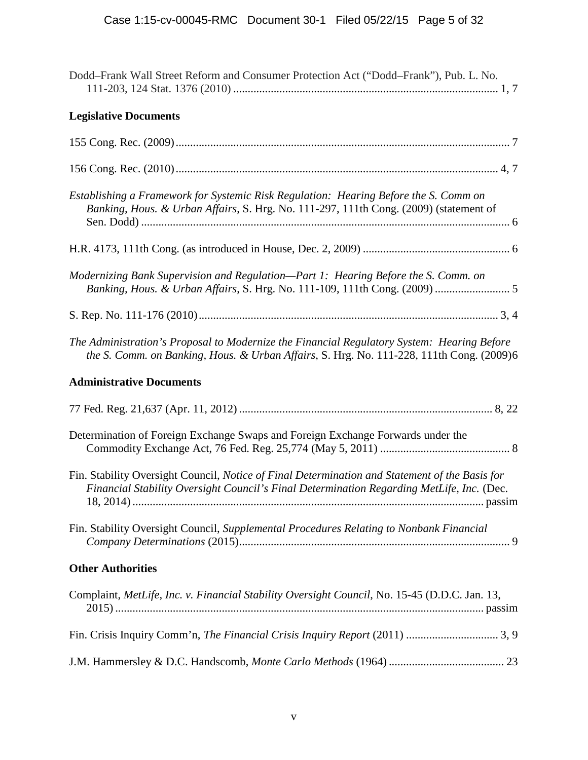Dodd–Frank Wall Street Reform and Consumer Protection Act ("Dodd–Frank"), Pub. L. No. 111-203, 124 Stat. 1376 (2010) .......................................................................................... 1, 7

**Legislative Documents**

155 Cong. Rec. (2009) .................................................................................................................. 7

156 Cong. Rec. (2010) .............................................................................................................. 4, 7

*Establishing a Framework for Systemic Risk Regulation: Hearing Before the S. Comm on Banking, Hous. & Urban Affairs*, S. Hrg. No. 111-297, 111th Cong. (2009) (statement of Sen. Dodd) ............................................................................................................................. 6

H.R. 4173, 111th Cong. (as introduced in House, Dec. 2, 2009) .................................................. 6

*Modernizing Bank Supervision and Regulation—Part 1: Hearing Before the S. Comm. on Banking, Hous. & Urban Affairs*, S. Hrg. No. 111-109, 111th Cong. (2009) .......................... 5

S. Rep. No. 111-176 (2010) ....................................................................................................... 3, 4

*The Administration's Proposal to Modernize the Financial Regulatory System: Hearing Before the S. Comm. on Banking, Hous. & Urban Affairs*, S. Hrg. No. 111-228, 111th Cong. (2009)6

**Administrative Documents**

77 Fed. Reg. 21,637 (Apr. 11, 2012) ....................................................................................... 8, 22

Determination of Foreign Exchange Swaps and Foreign Exchange Forwards under the Commodity Exchange Act, 76 Fed. Reg. 25,774 (May 5, 2011) ............................................ 8

Fin. Stability Oversight Council, *Notice of Final Determination and Statement of the Basis for Financial Stability Oversight Council's Final Determination Regarding MetLife, Inc.* (Dec. 18, 2014) ......................................................................................................................... passim

Fin. Stability Oversight Council, *Supplemental Procedures Relating to Nonbank Financial Company Determinations* (2015) ............................................................................................ 9

**Other Authorities**

Complaint, *MetLife, Inc. v. Financial Stability Oversight Council*, No. 15-45 (D.D.C. Jan. 13, 2015) ............................................................................................................................... passim

Fin. Crisis Inquiry Comm'n, *The Financial Crisis Inquiry Report* (2011) ................................ 3, 9

J.M. Hammersley & D.C. Handscomb, *Monte Carlo Methods* (1964) ........................................ 23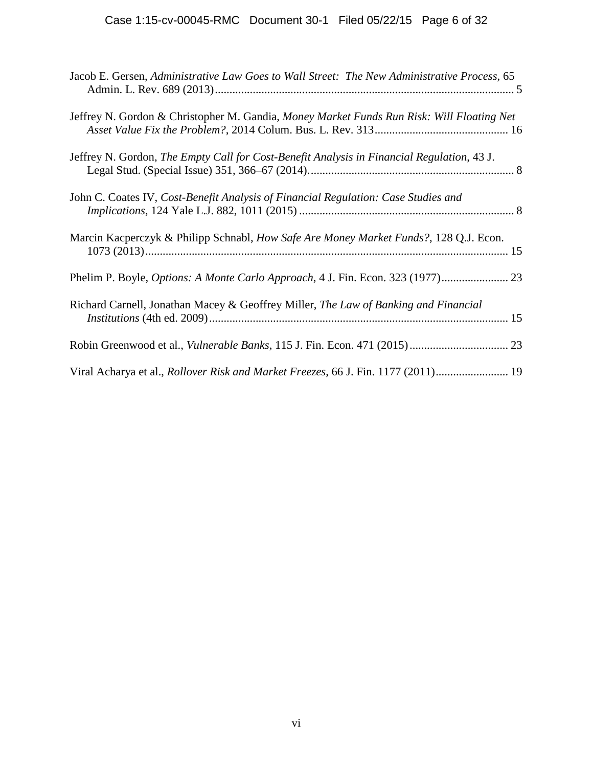Jacob E. Gersen, *Administrative Law Goes to Wall Street: The New Administrative Process*, 65 Admin. L. Rev. 689 (2013)....................................................................................................... 5

Jeffrey N. Gordon & Christopher M. Gandia, *Money Market Funds Run Risk: Will Floating Net Asset Value Fix the Problem?*, 2014 Colum. Bus. L. Rev. 313............................................... 16

Jeffrey N. Gordon, *The Empty Call for Cost-Benefit Analysis in Financial Regulation*, 43 J. Legal Stud. (Special Issue) 351, 366–67 (2014)...................................................................... 8

John C. Coates IV, *Cost-Benefit Analysis of Financial Regulation: Case Studies and Implications*, 124 Yale L.J. 882, 1011 (2015) .......................................................................... 8

Marcin Kacperczyk & Philipp Schnabl, *How Safe Are Money Market Funds?*, 128 Q.J. Econ. 1073 (2013)............................................................................................................................ 15

Phelim P. Boyle, *Options: A Monte Carlo Approach*, 4 J. Fin. Econ. 323 (1977)....................... 23

Richard Carnell, Jonathan Macey & Geoffrey Miller, *The Law of Banking and Financial Institutions* (4th ed. 2009)....................................................................................................... 15

Robin Greenwood et al., *Vulnerable Banks*, 115 J. Fin. Econ. 471 (2015).................................. 23

Viral Acharya et al., *Rollover Risk and Market Freezes*, 66 J. Fin. 1177 (2011)......................... 19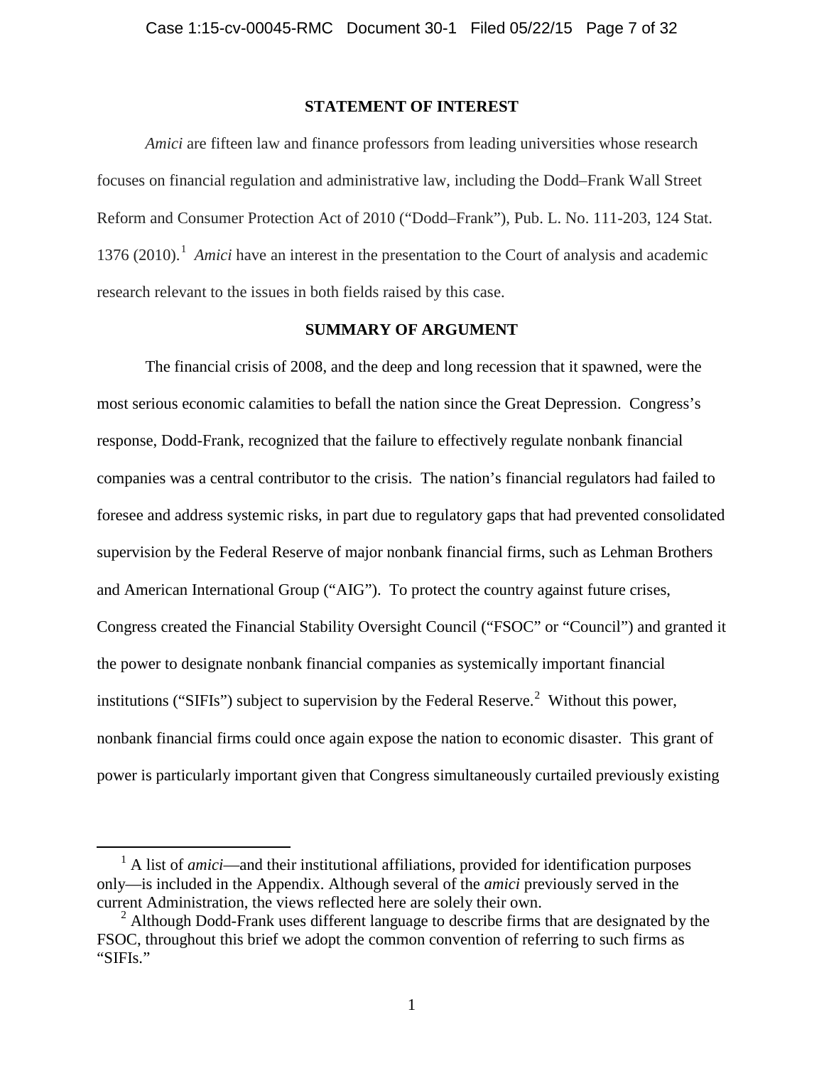## STATEMENT OF INTEREST

*Amici* are fifteen law and finance professors from leading universities whose research focuses on financial regulation and administrative law, including the Dodd–Frank Wall Street Reform and Consumer Protection Act of 2010 ("Dodd–Frank"), Pub. L. No. 111-203, 124 Stat. 1376 (2010).[1] *Amici* have an interest in the presentation to the Court of analysis and academic research relevant to the issues in both fields raised by this case.

## SUMMARY OF ARGUMENT

The financial crisis of 2008, and the deep and long recession that it spawned, were the most serious economic calamities to befall the nation since the Great Depression. Congress's response, Dodd-Frank, recognized that the failure to effectively regulate nonbank financial companies was a central contributor to the crisis. The nation's financial regulators had failed to foresee and address systemic risks, in part due to regulatory gaps that had prevented consolidated supervision by the Federal Reserve of major nonbank financial firms, such as Lehman Brothers and American International Group ("AIG"). To protect the country against future crises, Congress created the Financial Stability Oversight Council ("FSOC" or "Council") and granted it the power to designate nonbank financial companies as systemically important financial institutions ("SIFIs") subject to supervision by the Federal Reserve.[2] Without this power, nonbank financial firms could once again expose the nation to economic disaster. This grant of power is particularly important given that Congress simultaneously curtailed previously existing

---

[1] A list of *amici*—and their institutional affiliations, provided for identification purposes only—is included in the Appendix. Although several of the *amici* previously served in the current Administration, the views reflected here are solely their own.

[2] Although Dodd-Frank uses different language to describe firms that are designated by the FSOC, throughout this brief we adopt the common convention of referring to such firms as "SIFIs."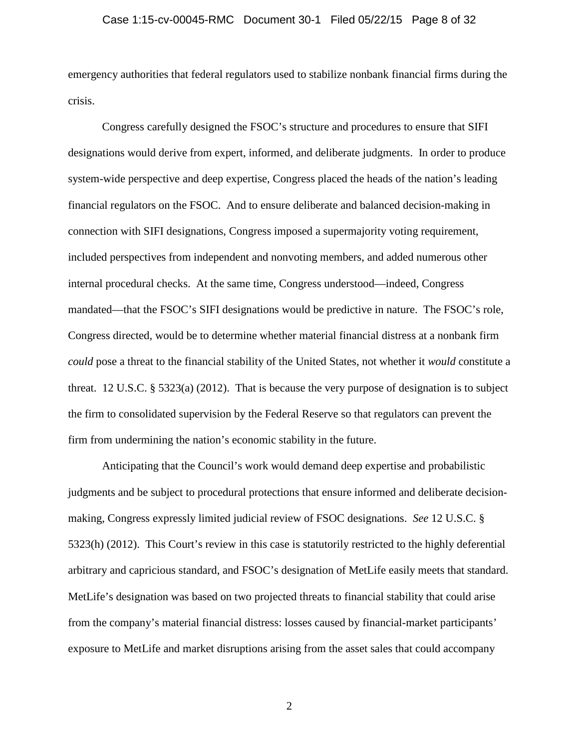emergency authorities that federal regulators used to stabilize nonbank financial firms during the crisis.

Congress carefully designed the FSOC's structure and procedures to ensure that SIFI designations would derive from expert, informed, and deliberate judgments. In order to produce system-wide perspective and deep expertise, Congress placed the heads of the nation's leading financial regulators on the FSOC. And to ensure deliberate and balanced decision-making in connection with SIFI designations, Congress imposed a supermajority voting requirement, included perspectives from independent and nonvoting members, and added numerous other internal procedural checks. At the same time, Congress understood—indeed, Congress mandated—that the FSOC's SIFI designations would be predictive in nature. The FSOC's role, Congress directed, would be to determine whether material financial distress at a nonbank firm *could* pose a threat to the financial stability of the United States, not whether it *would* constitute a threat. 12 U.S.C. § 5323(a) (2012). That is because the very purpose of designation is to subject the firm to consolidated supervision by the Federal Reserve so that regulators can prevent the firm from undermining the nation's economic stability in the future.

Anticipating that the Council's work would demand deep expertise and probabilistic judgments and be subject to procedural protections that ensure informed and deliberate decision-making, Congress expressly limited judicial review of FSOC designations. *See* 12 U.S.C. § 5323(h) (2012). This Court's review in this case is statutorily restricted to the highly deferential arbitrary and capricious standard, and FSOC's designation of MetLife easily meets that standard. MetLife's designation was based on two projected threats to financial stability that could arise from the company's material financial distress: losses caused by financial-market participants' exposure to MetLife and market disruptions arising from the asset sales that could accompany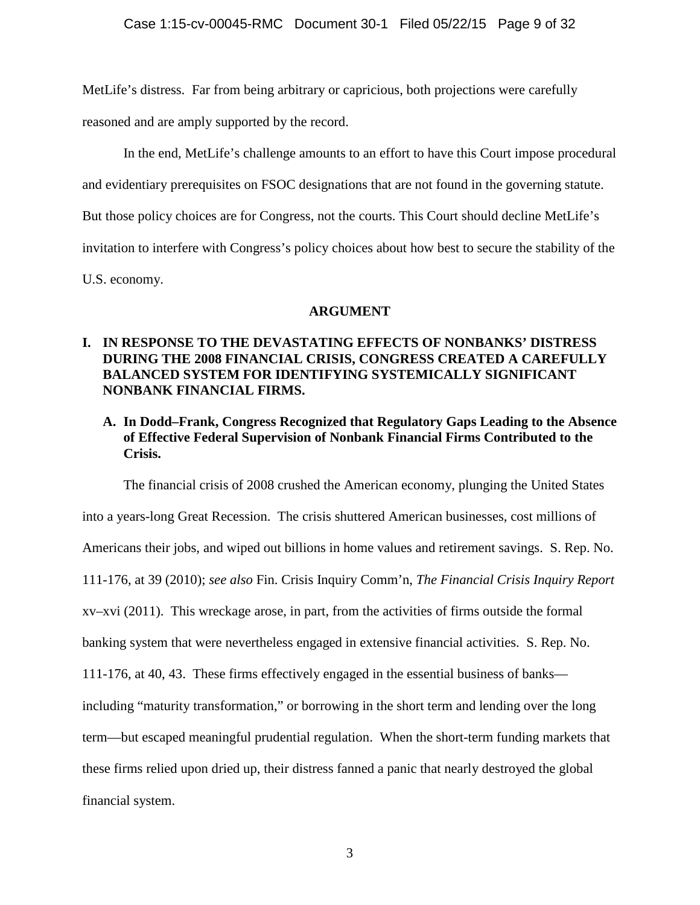MetLife's distress. Far from being arbitrary or capricious, both projections were carefully reasoned and are amply supported by the record.

In the end, MetLife's challenge amounts to an effort to have this Court impose procedural and evidentiary prerequisites on FSOC designations that are not found in the governing statute. But those policy choices are for Congress, not the courts. This Court should decline MetLife's invitation to interfere with Congress's policy choices about how best to secure the stability of the U.S. economy.

## ARGUMENT

### I. IN RESPONSE TO THE DEVASTATING EFFECTS OF NONBANKS' DISTRESS DURING THE 2008 FINANCIAL CRISIS, CONGRESS CREATED A CAREFULLY BALANCED SYSTEM FOR IDENTIFYING SYSTEMICALLY SIGNIFICANT NONBANK FINANCIAL FIRMS.

#### A. In Dodd–Frank, Congress Recognized that Regulatory Gaps Leading to the Absence of Effective Federal Supervision of Nonbank Financial Firms Contributed to the Crisis.

The financial crisis of 2008 crushed the American economy, plunging the United States into a years-long Great Recession. The crisis shuttered American businesses, cost millions of Americans their jobs, and wiped out billions in home values and retirement savings. S. Rep. No. 111-176, at 39 (2010); *see also* Fin. Crisis Inquiry Comm'n, *The Financial Crisis Inquiry Report* xv–xvi (2011). This wreckage arose, in part, from the activities of firms outside the formal banking system that were nevertheless engaged in extensive financial activities. S. Rep. No. 111-176, at 40, 43. These firms effectively engaged in the essential business of banks—including "maturity transformation," or borrowing in the short term and lending over the long term—but escaped meaningful prudential regulation. When the short-term funding markets that these firms relied upon dried up, their distress fanned a panic that nearly destroyed the global financial system.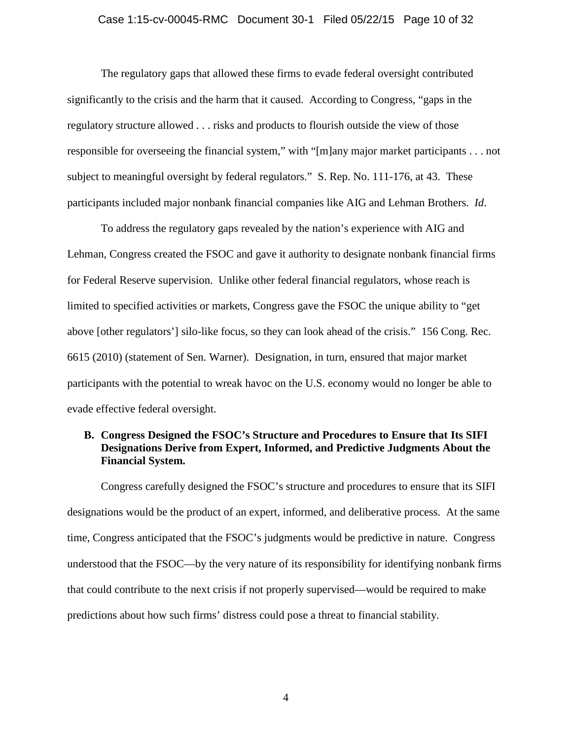The regulatory gaps that allowed these firms to evade federal oversight contributed significantly to the crisis and the harm that it caused. According to Congress, "gaps in the regulatory structure allowed . . . risks and products to flourish outside the view of those responsible for overseeing the financial system," with "[m]any major market participants . . . not subject to meaningful oversight by federal regulators." S. Rep. No. 111-176, at 43. These participants included major nonbank financial companies like AIG and Lehman Brothers. *Id*.

To address the regulatory gaps revealed by the nation's experience with AIG and Lehman, Congress created the FSOC and gave it authority to designate nonbank financial firms for Federal Reserve supervision. Unlike other federal financial regulators, whose reach is limited to specified activities or markets, Congress gave the FSOC the unique ability to "get above [other regulators'] silo-like focus, so they can look ahead of the crisis." 156 Cong. Rec. 6615 (2010) (statement of Sen. Warner). Designation, in turn, ensured that major market participants with the potential to wreak havoc on the U.S. economy would no longer be able to evade effective federal oversight.

### B. Congress Designed the FSOC's Structure and Procedures to Ensure that Its SIFI Designations Derive from Expert, Informed, and Predictive Judgments About the Financial System.

Congress carefully designed the FSOC's structure and procedures to ensure that its SIFI designations would be the product of an expert, informed, and deliberative process. At the same time, Congress anticipated that the FSOC's judgments would be predictive in nature. Congress understood that the FSOC—by the very nature of its responsibility for identifying nonbank firms that could contribute to the next crisis if not properly supervised—would be required to make predictions about how such firms' distress could pose a threat to financial stability.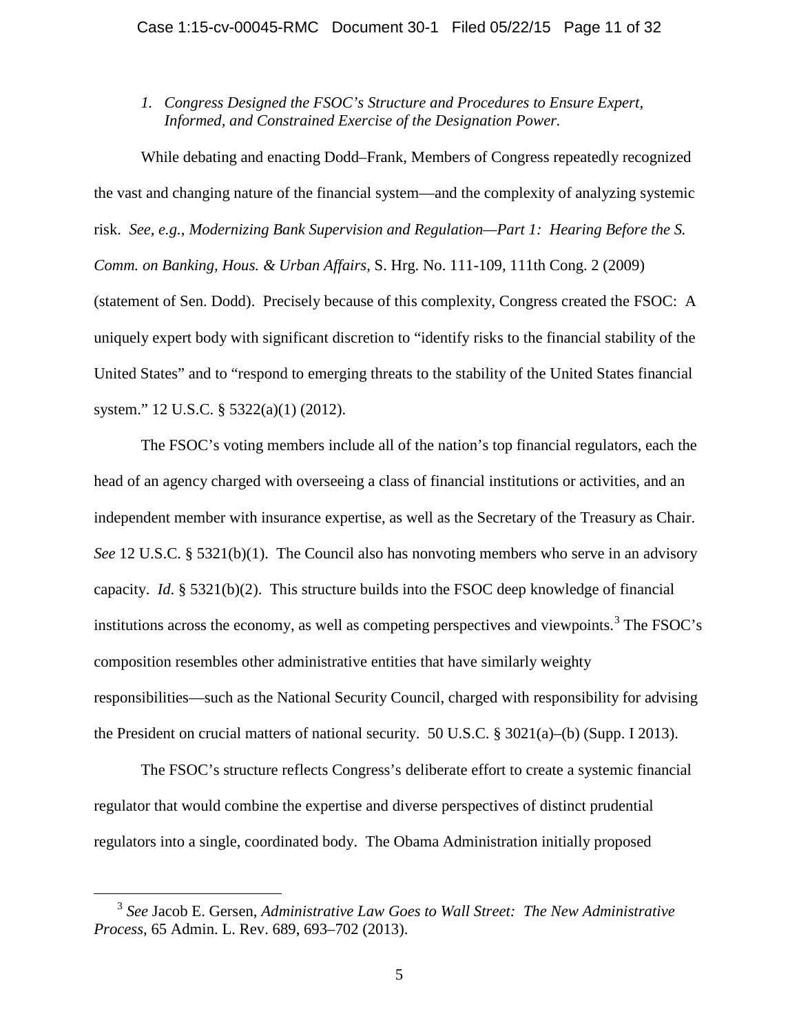*1. Congress Designed the FSOC's Structure and Procedures to Ensure Expert, Informed, and Constrained Exercise of the Designation Power.*

While debating and enacting Dodd–Frank, Members of Congress repeatedly recognized the vast and changing nature of the financial system—and the complexity of analyzing systemic risk. *See, e.g.*, *Modernizing Bank Supervision and Regulation—Part 1: Hearing Before the S. Comm. on Banking, Hous. & Urban Affairs*, S. Hrg. No. 111-109, 111th Cong. 2 (2009) (statement of Sen. Dodd). Precisely because of this complexity, Congress created the FSOC: A uniquely expert body with significant discretion to "identify risks to the financial stability of the United States" and to "respond to emerging threats to the stability of the United States financial system." 12 U.S.C. § 5322(a)(1) (2012).

The FSOC's voting members include all of the nation's top financial regulators, each the head of an agency charged with overseeing a class of financial institutions or activities, and an independent member with insurance expertise, as well as the Secretary of the Treasury as Chair. *See* 12 U.S.C. § 5321(b)(1). The Council also has nonvoting members who serve in an advisory capacity. *Id*. § 5321(b)(2). This structure builds into the FSOC deep knowledge of financial institutions across the economy, as well as competing perspectives and viewpoints.[3] The FSOC's composition resembles other administrative entities that have similarly weighty responsibilities—such as the National Security Council, charged with responsibility for advising the President on crucial matters of national security. 50 U.S.C. § 3021(a)–(b) (Supp. I 2013).

The FSOC's structure reflects Congress's deliberate effort to create a systemic financial regulator that would combine the expertise and diverse perspectives of distinct prudential regulators into a single, coordinated body. The Obama Administration initially proposed

[3] *See* Jacob E. Gersen, *Administrative Law Goes to Wall Street: The New Administrative Process*, 65 Admin. L. Rev. 689, 693–702 (2013).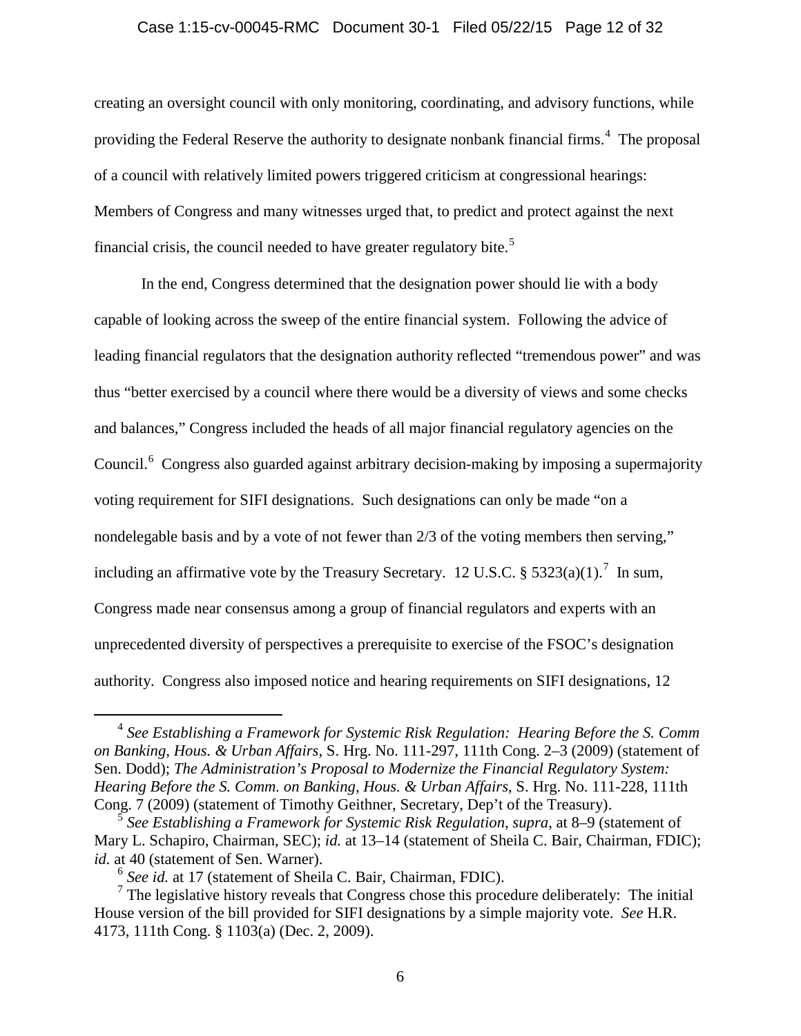creating an oversight council with only monitoring, coordinating, and advisory functions, while providing the Federal Reserve the authority to designate nonbank financial firms.[4] The proposal of a council with relatively limited powers triggered criticism at congressional hearings: Members of Congress and many witnesses urged that, to predict and protect against the next financial crisis, the council needed to have greater regulatory bite.[5]

In the end, Congress determined that the designation power should lie with a body capable of looking across the sweep of the entire financial system. Following the advice of leading financial regulators that the designation authority reflected "tremendous power" and was thus "better exercised by a council where there would be a diversity of views and some checks and balances," Congress included the heads of all major financial regulatory agencies on the Council.[6] Congress also guarded against arbitrary decision-making by imposing a supermajority voting requirement for SIFI designations. Such designations can only be made "on a nondelegable basis and by a vote of not fewer than 2/3 of the voting members then serving," including an affirmative vote by the Treasury Secretary. 12 U.S.C. § 5323(a)(1).[7] In sum, Congress made near consensus among a group of financial regulators and experts with an unprecedented diversity of perspectives a prerequisite to exercise of the FSOC's designation authority. Congress also imposed notice and hearing requirements on SIFI designations, 12

---

[4] *See Establishing a Framework for Systemic Risk Regulation: Hearing Before the S. Comm on Banking, Hous. & Urban Affairs*, S. Hrg. No. 111-297, 111th Cong. 2–3 (2009) (statement of Sen. Dodd); *The Administration's Proposal to Modernize the Financial Regulatory System: Hearing Before the S. Comm. on Banking, Hous. & Urban Affairs*, S. Hrg. No. 111-228, 111th Cong. 7 (2009) (statement of Timothy Geithner, Secretary, Dep't of the Treasury).

[5] *See Establishing a Framework for Systemic Risk Regulation*, *supra*, at 8–9 (statement of Mary L. Schapiro, Chairman, SEC); *id.* at 13–14 (statement of Sheila C. Bair, Chairman, FDIC); *id.* at 40 (statement of Sen. Warner).

[6] *See id.* at 17 (statement of Sheila C. Bair, Chairman, FDIC).

[7] The legislative history reveals that Congress chose this procedure deliberately: The initial House version of the bill provided for SIFI designations by a simple majority vote. *See* H.R. 4173, 111th Cong. § 1103(a) (Dec. 2, 2009).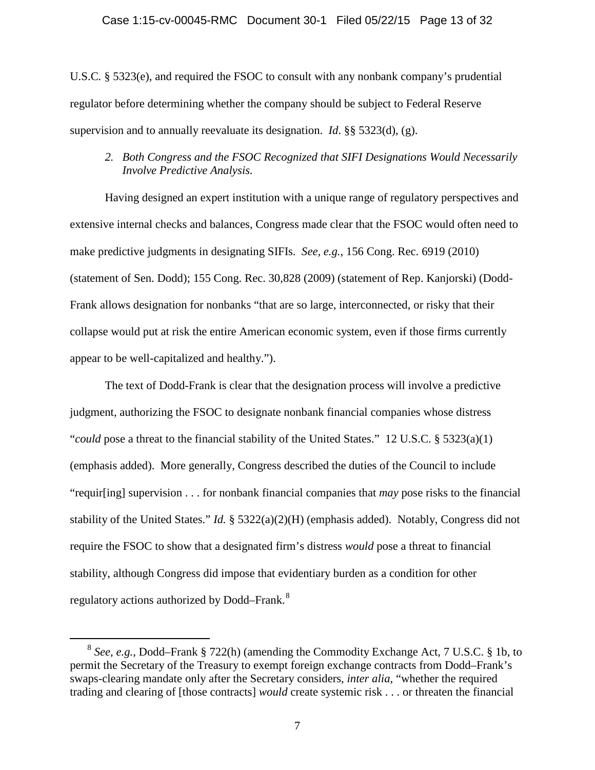U.S.C. § 5323(e), and required the FSOC to consult with any nonbank company's prudential regulator before determining whether the company should be subject to Federal Reserve supervision and to annually reevaluate its designation. *Id*. §§ 5323(d), (g).

### *2. Both Congress and the FSOC Recognized that SIFI Designations Would Necessarily Involve Predictive Analysis.*

Having designed an expert institution with a unique range of regulatory perspectives and extensive internal checks and balances, Congress made clear that the FSOC would often need to make predictive judgments in designating SIFIs. *See, e.g.*, 156 Cong. Rec. 6919 (2010) (statement of Sen. Dodd); 155 Cong. Rec. 30,828 (2009) (statement of Rep. Kanjorski) (Dodd-Frank allows designation for nonbanks "that are so large, interconnected, or risky that their collapse would put at risk the entire American economic system, even if those firms currently appear to be well-capitalized and healthy.").

The text of Dodd-Frank is clear that the designation process will involve a predictive judgment, authorizing the FSOC to designate nonbank financial companies whose distress "*could* pose a threat to the financial stability of the United States." 12 U.S.C. § 5323(a)(1) (emphasis added). More generally, Congress described the duties of the Council to include "requir[ing] supervision . . . for nonbank financial companies that *may* pose risks to the financial stability of the United States." *Id.* § 5322(a)(2)(H) (emphasis added). Notably, Congress did not require the FSOC to show that a designated firm's distress *would* pose a threat to financial stability, although Congress did impose that evidentiary burden as a condition for other regulatory actions authorized by Dodd–Frank.[8]

---

[8] *See, e.g.*, Dodd–Frank § 722(h) (amending the Commodity Exchange Act, 7 U.S.C. § 1b, to permit the Secretary of the Treasury to exempt foreign exchange contracts from Dodd–Frank's swaps-clearing mandate only after the Secretary considers, *inter alia*, "whether the required trading and clearing of [those contracts] *would* create systemic risk . . . or threaten the financial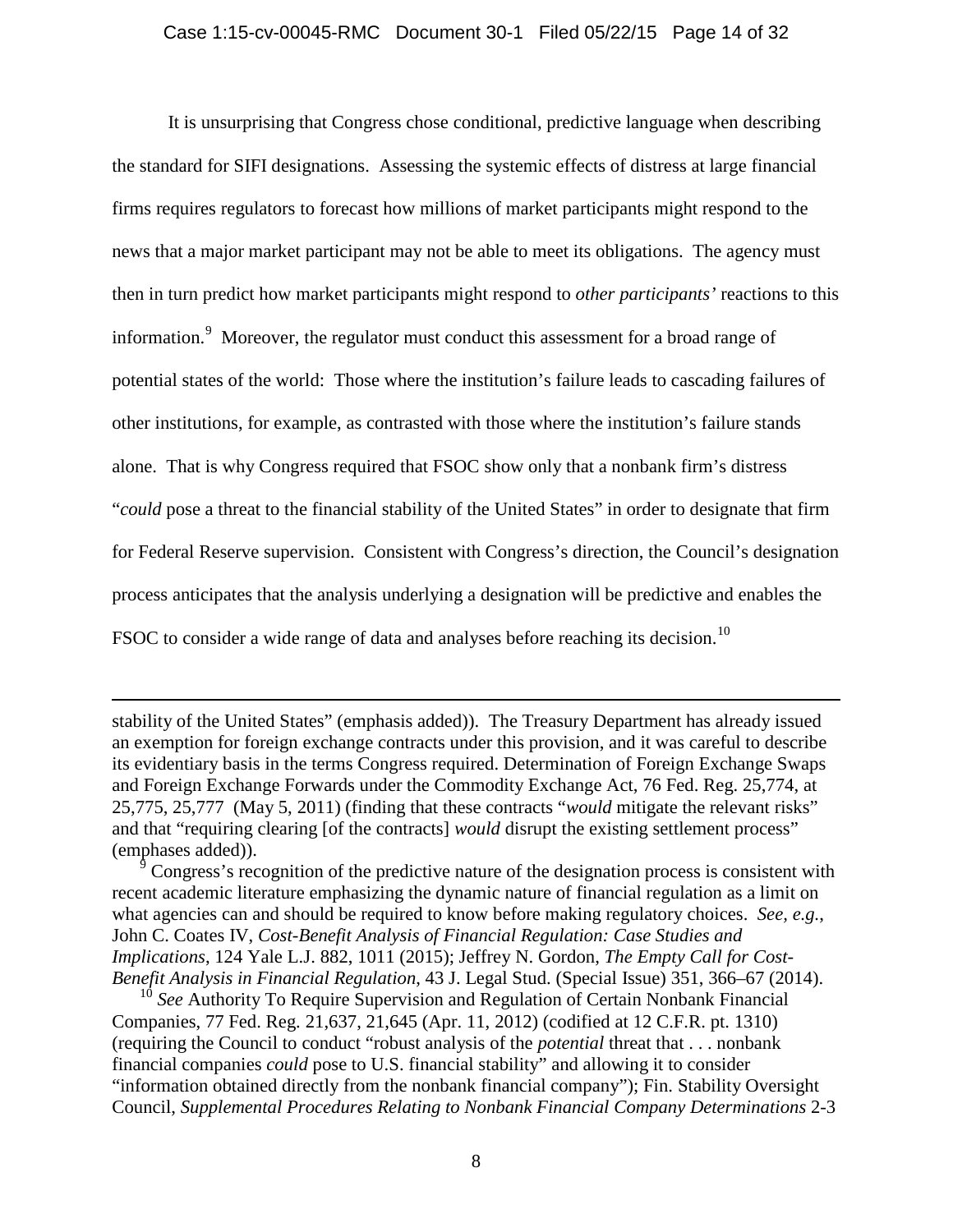It is unsurprising that Congress chose conditional, predictive language when describing the standard for SIFI designations. Assessing the systemic effects of distress at large financial firms requires regulators to forecast how millions of market participants might respond to the news that a major market participant may not be able to meet its obligations. The agency must then in turn predict how market participants might respond to *other participants'* reactions to this information.[9] Moreover, the regulator must conduct this assessment for a broad range of potential states of the world: Those where the institution's failure leads to cascading failures of other institutions, for example, as contrasted with those where the institution's failure stands alone. That is why Congress required that FSOC show only that a nonbank firm's distress "*could* pose a threat to the financial stability of the United States" in order to designate that firm for Federal Reserve supervision. Consistent with Congress's direction, the Council's designation process anticipates that the analysis underlying a designation will be predictive and enables the FSOC to consider a wide range of data and analyses before reaching its decision.[10]

---

stability of the United States" (emphasis added)). The Treasury Department has already issued an exemption for foreign exchange contracts under this provision, and it was careful to describe its evidentiary basis in the terms Congress required. Determination of Foreign Exchange Swaps and Foreign Exchange Forwards under the Commodity Exchange Act, 76 Fed. Reg. 25,774, at 25,775, 25,777 (May 5, 2011) (finding that these contracts "*would* mitigate the relevant risks" and that "requiring clearing [of the contracts] *would* disrupt the existing settlement process" (emphases added)).

[9] Congress's recognition of the predictive nature of the designation process is consistent with recent academic literature emphasizing the dynamic nature of financial regulation as a limit on what agencies can and should be required to know before making regulatory choices. *See, e.g.*, John C. Coates IV, *Cost-Benefit Analysis of Financial Regulation: Case Studies and Implications*, 124 Yale L.J. 882, 1011 (2015); Jeffrey N. Gordon, *The Empty Call for Cost-Benefit Analysis in Financial Regulation*, 43 J. Legal Stud. (Special Issue) 351, 366–67 (2014).

[10] *See* Authority To Require Supervision and Regulation of Certain Nonbank Financial Companies, 77 Fed. Reg. 21,637, 21,645 (Apr. 11, 2012) (codified at 12 C.F.R. pt. 1310) (requiring the Council to conduct "robust analysis of the *potential* threat that . . . nonbank financial companies *could* pose to U.S. financial stability" and allowing it to consider "information obtained directly from the nonbank financial company"); Fin. Stability Oversight Council, *Supplemental Procedures Relating to Nonbank Financial Company Determinations* 2-3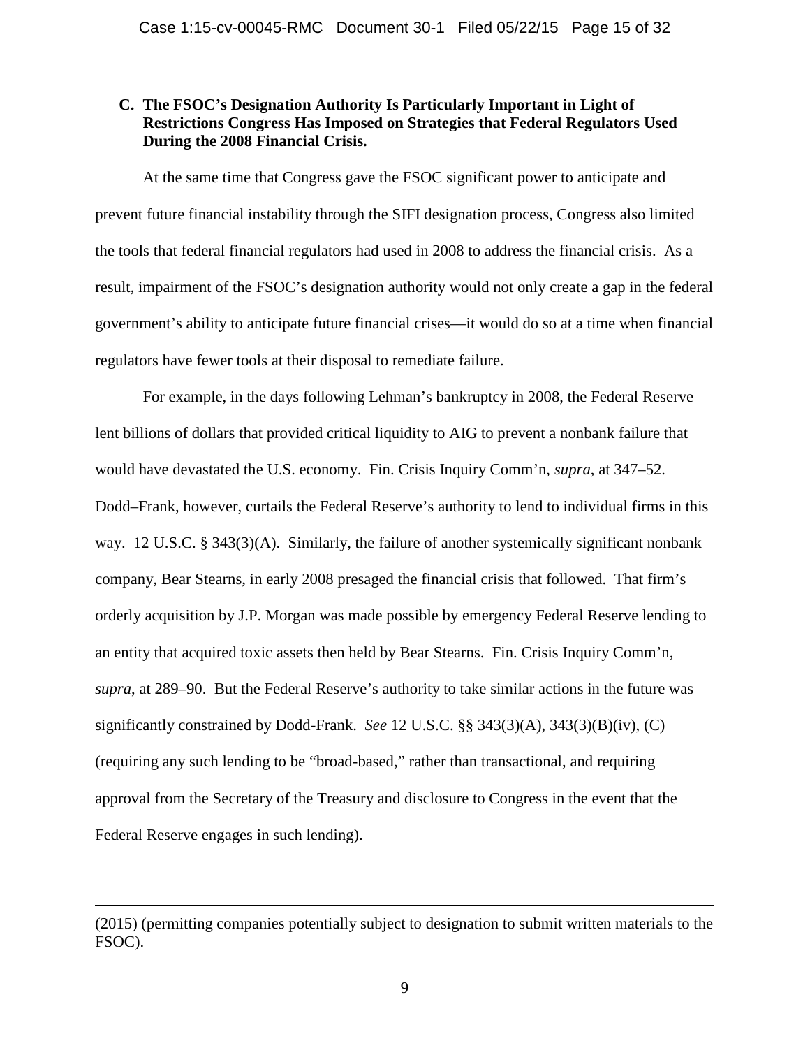### C. The FSOC's Designation Authority Is Particularly Important in Light of Restrictions Congress Has Imposed on Strategies that Federal Regulators Used During the 2008 Financial Crisis.

At the same time that Congress gave the FSOC significant power to anticipate and prevent future financial instability through the SIFI designation process, Congress also limited the tools that federal financial regulators had used in 2008 to address the financial crisis. As a result, impairment of the FSOC's designation authority would not only create a gap in the federal government's ability to anticipate future financial crises—it would do so at a time when financial regulators have fewer tools at their disposal to remediate failure.

For example, in the days following Lehman's bankruptcy in 2008, the Federal Reserve lent billions of dollars that provided critical liquidity to AIG to prevent a nonbank failure that would have devastated the U.S. economy. Fin. Crisis Inquiry Comm'n, *supra*, at 347–52. Dodd–Frank, however, curtails the Federal Reserve's authority to lend to individual firms in this way. 12 U.S.C. § 343(3)(A). Similarly, the failure of another systemically significant nonbank company, Bear Stearns, in early 2008 presaged the financial crisis that followed. That firm's orderly acquisition by J.P. Morgan was made possible by emergency Federal Reserve lending to an entity that acquired toxic assets then held by Bear Stearns. Fin. Crisis Inquiry Comm'n, *supra*, at 289–90. But the Federal Reserve's authority to take similar actions in the future was significantly constrained by Dodd-Frank. *See* 12 U.S.C. §§ 343(3)(A), 343(3)(B)(iv), (C) (requiring any such lending to be "broad-based," rather than transactional, and requiring approval from the Secretary of the Treasury and disclosure to Congress in the event that the Federal Reserve engages in such lending).

---

(2015) (permitting companies potentially subject to designation to submit written materials to the FSOC).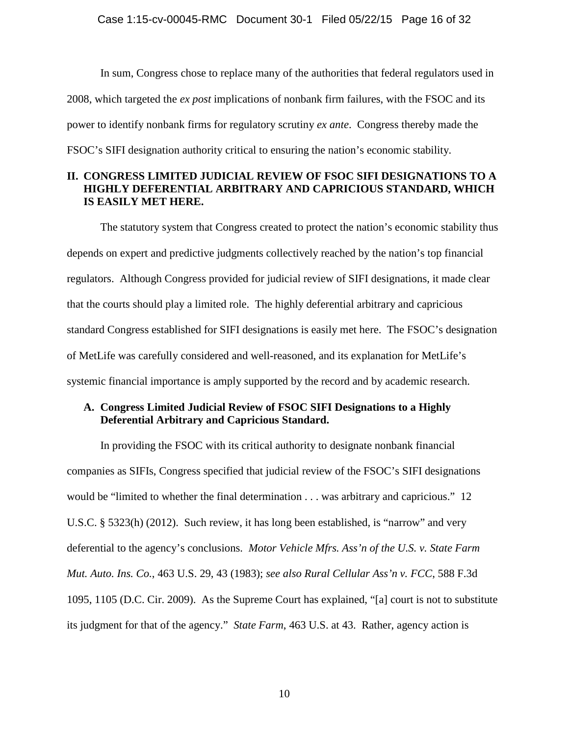In sum, Congress chose to replace many of the authorities that federal regulators used in 2008, which targeted the *ex post* implications of nonbank firm failures, with the FSOC and its power to identify nonbank firms for regulatory scrutiny *ex ante*. Congress thereby made the FSOC's SIFI designation authority critical to ensuring the nation's economic stability.

## II. CONGRESS LIMITED JUDICIAL REVIEW OF FSOC SIFI DESIGNATIONS TO A HIGHLY DEFERENTIAL ARBITRARY AND CAPRICIOUS STANDARD, WHICH IS EASILY MET HERE.

The statutory system that Congress created to protect the nation's economic stability thus depends on expert and predictive judgments collectively reached by the nation's top financial regulators. Although Congress provided for judicial review of SIFI designations, it made clear that the courts should play a limited role. The highly deferential arbitrary and capricious standard Congress established for SIFI designations is easily met here. The FSOC's designation of MetLife was carefully considered and well-reasoned, and its explanation for MetLife's systemic financial importance is amply supported by the record and by academic research.

### A. Congress Limited Judicial Review of FSOC SIFI Designations to a Highly Deferential Arbitrary and Capricious Standard.

In providing the FSOC with its critical authority to designate nonbank financial companies as SIFIs, Congress specified that judicial review of the FSOC's SIFI designations would be "limited to whether the final determination . . . was arbitrary and capricious." 12 U.S.C. § 5323(h) (2012). Such review, it has long been established, is "narrow" and very deferential to the agency's conclusions. *Motor Vehicle Mfrs. Ass'n of the U.S. v. State Farm Mut. Auto. Ins. Co.*, 463 U.S. 29, 43 (1983); *see also Rural Cellular Ass'n v. FCC*, 588 F.3d 1095, 1105 (D.C. Cir. 2009). As the Supreme Court has explained, "[a] court is not to substitute its judgment for that of the agency." *State Farm*, 463 U.S. at 43. Rather, agency action is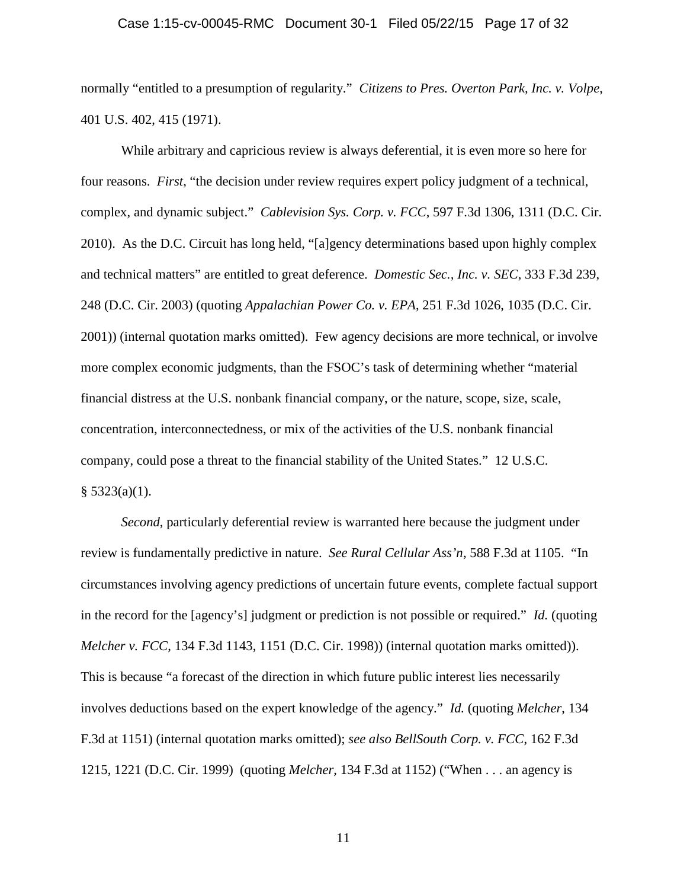normally "entitled to a presumption of regularity." *Citizens to Pres. Overton Park, Inc. v. Volpe*, 401 U.S. 402, 415 (1971).

While arbitrary and capricious review is always deferential, it is even more so here for four reasons. *First*, "the decision under review requires expert policy judgment of a technical, complex, and dynamic subject." *Cablevision Sys. Corp. v. FCC*, 597 F.3d 1306, 1311 (D.C. Cir. 2010). As the D.C. Circuit has long held, "[a]gency determinations based upon highly complex and technical matters" are entitled to great deference. *Domestic Sec., Inc. v. SEC*, 333 F.3d 239, 248 (D.C. Cir. 2003) (quoting *Appalachian Power Co. v. EPA*, 251 F.3d 1026, 1035 (D.C. Cir. 2001)) (internal quotation marks omitted). Few agency decisions are more technical, or involve more complex economic judgments, than the FSOC's task of determining whether "material financial distress at the U.S. nonbank financial company, or the nature, scope, size, scale, concentration, interconnectedness, or mix of the activities of the U.S. nonbank financial company, could pose a threat to the financial stability of the United States." 12 U.S.C. § 5323(a)(1).

*Second*, particularly deferential review is warranted here because the judgment under review is fundamentally predictive in nature. *See Rural Cellular Ass'n*, 588 F.3d at 1105. "In circumstances involving agency predictions of uncertain future events, complete factual support in the record for the [agency's] judgment or prediction is not possible or required." *Id.* (quoting *Melcher v. FCC*, 134 F.3d 1143, 1151 (D.C. Cir. 1998)) (internal quotation marks omitted)). This is because "a forecast of the direction in which future public interest lies necessarily involves deductions based on the expert knowledge of the agency." *Id.* (quoting *Melcher*, 134 F.3d at 1151) (internal quotation marks omitted); *see also BellSouth Corp. v. FCC*, 162 F.3d 1215, 1221 (D.C. Cir. 1999) (quoting *Melcher*, 134 F.3d at 1152) ("When . . . an agency is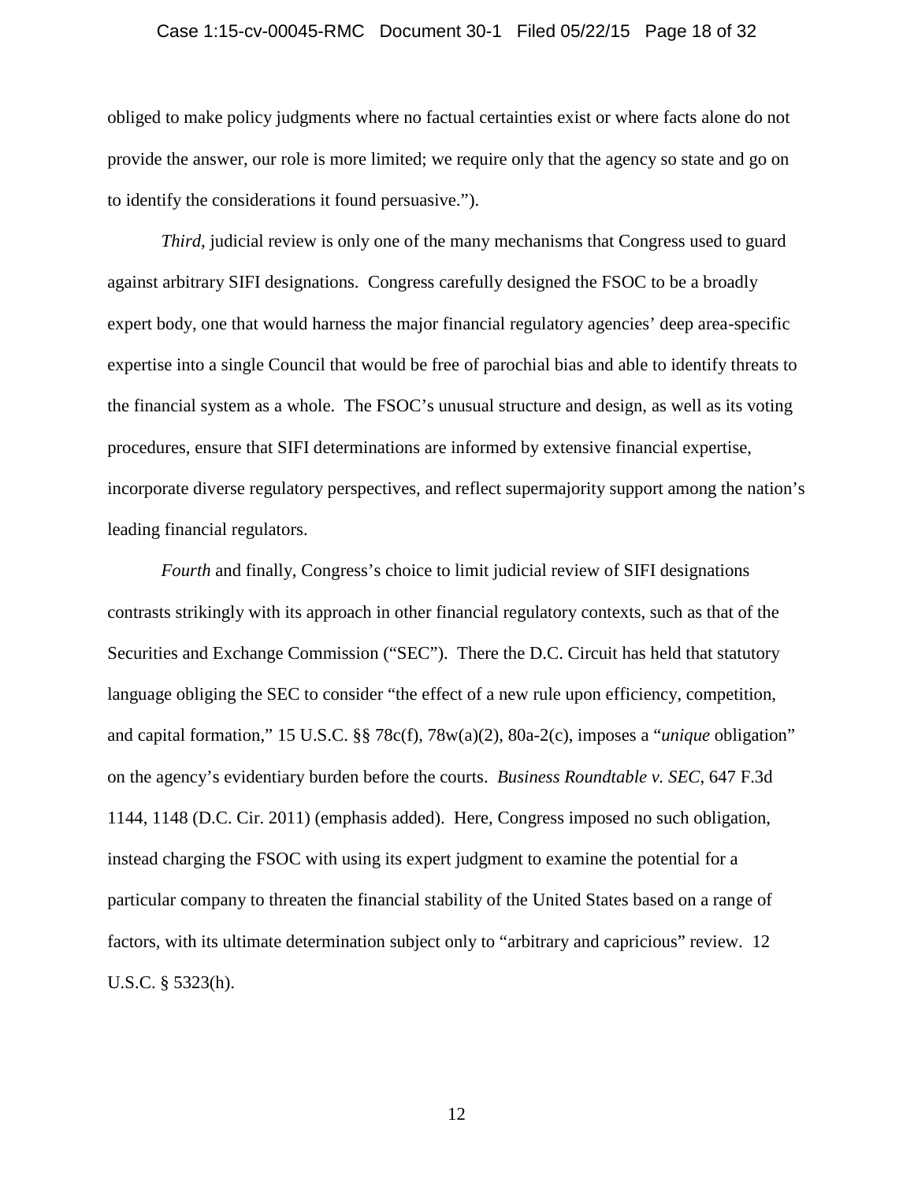obliged to make policy judgments where no factual certainties exist or where facts alone do not provide the answer, our role is more limited; we require only that the agency so state and go on to identify the considerations it found persuasive.").

*Third*, judicial review is only one of the many mechanisms that Congress used to guard against arbitrary SIFI designations. Congress carefully designed the FSOC to be a broadly expert body, one that would harness the major financial regulatory agencies' deep area-specific expertise into a single Council that would be free of parochial bias and able to identify threats to the financial system as a whole. The FSOC's unusual structure and design, as well as its voting procedures, ensure that SIFI determinations are informed by extensive financial expertise, incorporate diverse regulatory perspectives, and reflect supermajority support among the nation's leading financial regulators.

*Fourth* and finally, Congress's choice to limit judicial review of SIFI designations contrasts strikingly with its approach in other financial regulatory contexts, such as that of the Securities and Exchange Commission ("SEC"). There the D.C. Circuit has held that statutory language obliging the SEC to consider "the effect of a new rule upon efficiency, competition, and capital formation," 15 U.S.C. §§ 78c(f), 78w(a)(2), 80a-2(c), imposes a "*unique* obligation" on the agency's evidentiary burden before the courts. *Business Roundtable v. SEC*, 647 F.3d 1144, 1148 (D.C. Cir. 2011) (emphasis added). Here, Congress imposed no such obligation, instead charging the FSOC with using its expert judgment to examine the potential for a particular company to threaten the financial stability of the United States based on a range of factors, with its ultimate determination subject only to "arbitrary and capricious" review. 12 U.S.C. § 5323(h).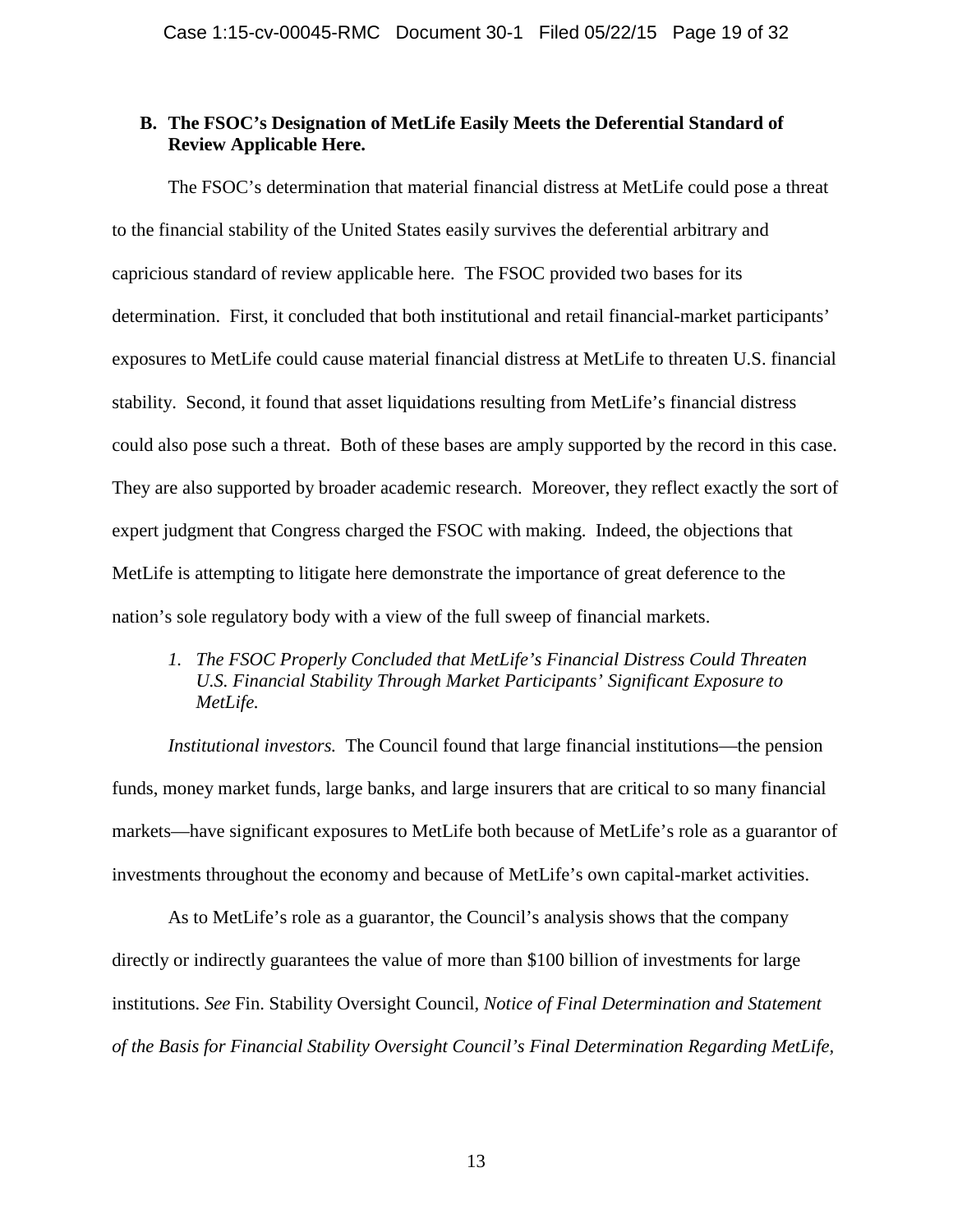### B. The FSOC's Designation of MetLife Easily Meets the Deferential Standard of Review Applicable Here.

The FSOC's determination that material financial distress at MetLife could pose a threat to the financial stability of the United States easily survives the deferential arbitrary and capricious standard of review applicable here. The FSOC provided two bases for its determination. First, it concluded that both institutional and retail financial-market participants' exposures to MetLife could cause material financial distress at MetLife to threaten U.S. financial stability. Second, it found that asset liquidations resulting from MetLife's financial distress could also pose such a threat. Both of these bases are amply supported by the record in this case. They are also supported by broader academic research. Moreover, they reflect exactly the sort of expert judgment that Congress charged the FSOC with making. Indeed, the objections that MetLife is attempting to litigate here demonstrate the importance of great deference to the nation's sole regulatory body with a view of the full sweep of financial markets.

#### *1. The FSOC Properly Concluded that MetLife's Financial Distress Could Threaten U.S. Financial Stability Through Market Participants' Significant Exposure to MetLife.*

*Institutional investors.* The Council found that large financial institutions—the pension funds, money market funds, large banks, and large insurers that are critical to so many financial markets—have significant exposures to MetLife both because of MetLife's role as a guarantor of investments throughout the economy and because of MetLife's own capital-market activities.

As to MetLife's role as a guarantor, the Council's analysis shows that the company directly or indirectly guarantees the value of more than $100 billion of investments for large institutions. *See* Fin. Stability Oversight Council, *Notice of Final Determination and Statement of the Basis for Financial Stability Oversight Council's Final Determination Regarding MetLife,*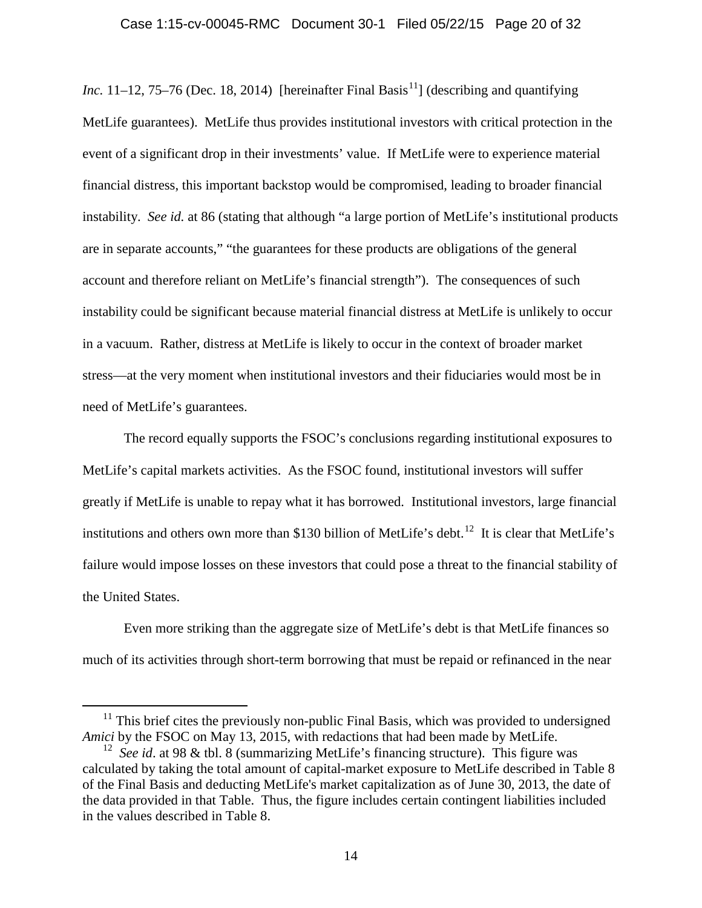*Inc.* 11–12, 75–76 (Dec. 18, 2014) [hereinafter Final Basis[11]] (describing and quantifying MetLife guarantees). MetLife thus provides institutional investors with critical protection in the event of a significant drop in their investments' value. If MetLife were to experience material financial distress, this important backstop would be compromised, leading to broader financial instability. *See id.* at 86 (stating that although "a large portion of MetLife's institutional products are in separate accounts," "the guarantees for these products are obligations of the general account and therefore reliant on MetLife's financial strength"). The consequences of such instability could be significant because material financial distress at MetLife is unlikely to occur in a vacuum. Rather, distress at MetLife is likely to occur in the context of broader market stress—at the very moment when institutional investors and their fiduciaries would most be in need of MetLife's guarantees.

The record equally supports the FSOC's conclusions regarding institutional exposures to MetLife's capital markets activities. As the FSOC found, institutional investors will suffer greatly if MetLife is unable to repay what it has borrowed. Institutional investors, large financial institutions and others own more than $130 billion of MetLife's debt.[12] It is clear that MetLife's failure would impose losses on these investors that could pose a threat to the financial stability of the United States.

Even more striking than the aggregate size of MetLife's debt is that MetLife finances so much of its activities through short-term borrowing that must be repaid or refinanced in the near

---

[11] This brief cites the previously non-public Final Basis, which was provided to undersigned *Amici* by the FSOC on May 13, 2015, with redactions that had been made by MetLife.

[12] *See id*. at 98 & tbl. 8 (summarizing MetLife's financing structure). This figure was calculated by taking the total amount of capital-market exposure to MetLife described in Table 8 of the Final Basis and deducting MetLife's market capitalization as of June 30, 2013, the date of the data provided in that Table. Thus, the figure includes certain contingent liabilities included in the values described in Table 8.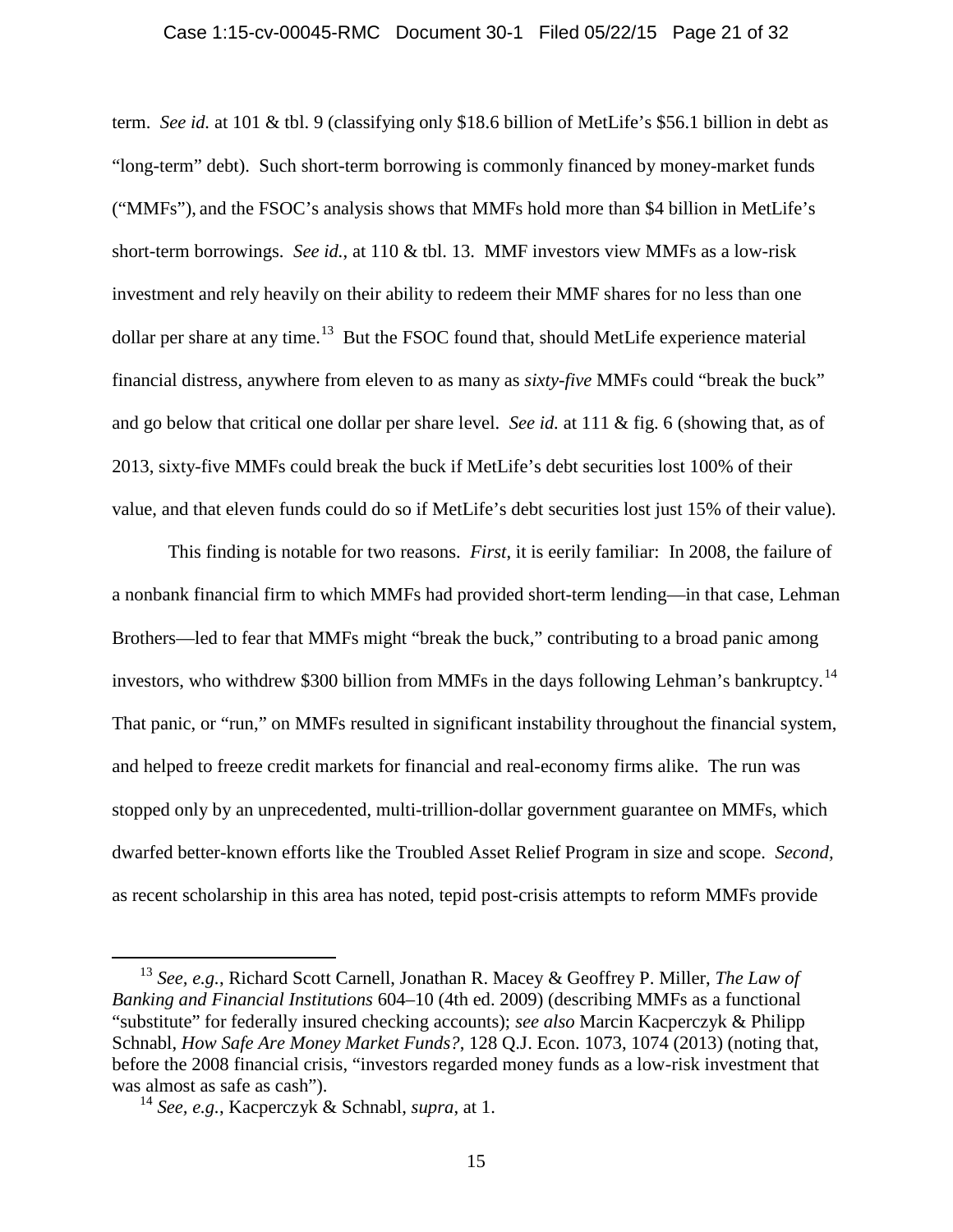term. *See id.* at 101 & tbl. 9 (classifying only $18.6 billion of MetLife's $56.1 billion in debt as "long-term" debt). Such short-term borrowing is commonly financed by money-market funds ("MMFs"), and the FSOC's analysis shows that MMFs hold more than $4 billion in MetLife's short-term borrowings. *See id.*, at 110 & tbl. 13. MMF investors view MMFs as a low-risk investment and rely heavily on their ability to redeem their MMF shares for no less than one dollar per share at any time.[13] But the FSOC found that, should MetLife experience material financial distress, anywhere from eleven to as many as *sixty-five* MMFs could "break the buck" and go below that critical one dollar per share level. *See id.* at 111 & fig. 6 (showing that, as of 2013, sixty-five MMFs could break the buck if MetLife's debt securities lost 100% of their value, and that eleven funds could do so if MetLife's debt securities lost just 15% of their value).

This finding is notable for two reasons. *First*, it is eerily familiar: In 2008, the failure of a nonbank financial firm to which MMFs had provided short-term lending—in that case, Lehman Brothers—led to fear that MMFs might "break the buck," contributing to a broad panic among investors, who withdrew $300 billion from MMFs in the days following Lehman's bankruptcy.[14] That panic, or "run," on MMFs resulted in significant instability throughout the financial system, and helped to freeze credit markets for financial and real-economy firms alike. The run was stopped only by an unprecedented, multi-trillion-dollar government guarantee on MMFs, which dwarfed better-known efforts like the Troubled Asset Relief Program in size and scope. *Second*, as recent scholarship in this area has noted, tepid post-crisis attempts to reform MMFs provide

---

[13] *See, e.g.*, Richard Scott Carnell, Jonathan R. Macey & Geoffrey P. Miller, *The Law of Banking and Financial Institutions* 604–10 (4th ed. 2009) (describing MMFs as a functional "substitute" for federally insured checking accounts); *see also* Marcin Kacperczyk & Philipp Schnabl, *How Safe Are Money Market Funds?*, 128 Q.J. Econ. 1073, 1074 (2013) (noting that, before the 2008 financial crisis, "investors regarded money funds as a low-risk investment that was almost as safe as cash").

[14] *See, e.g.*, Kacperczyk & Schnabl, *supra*, at 1.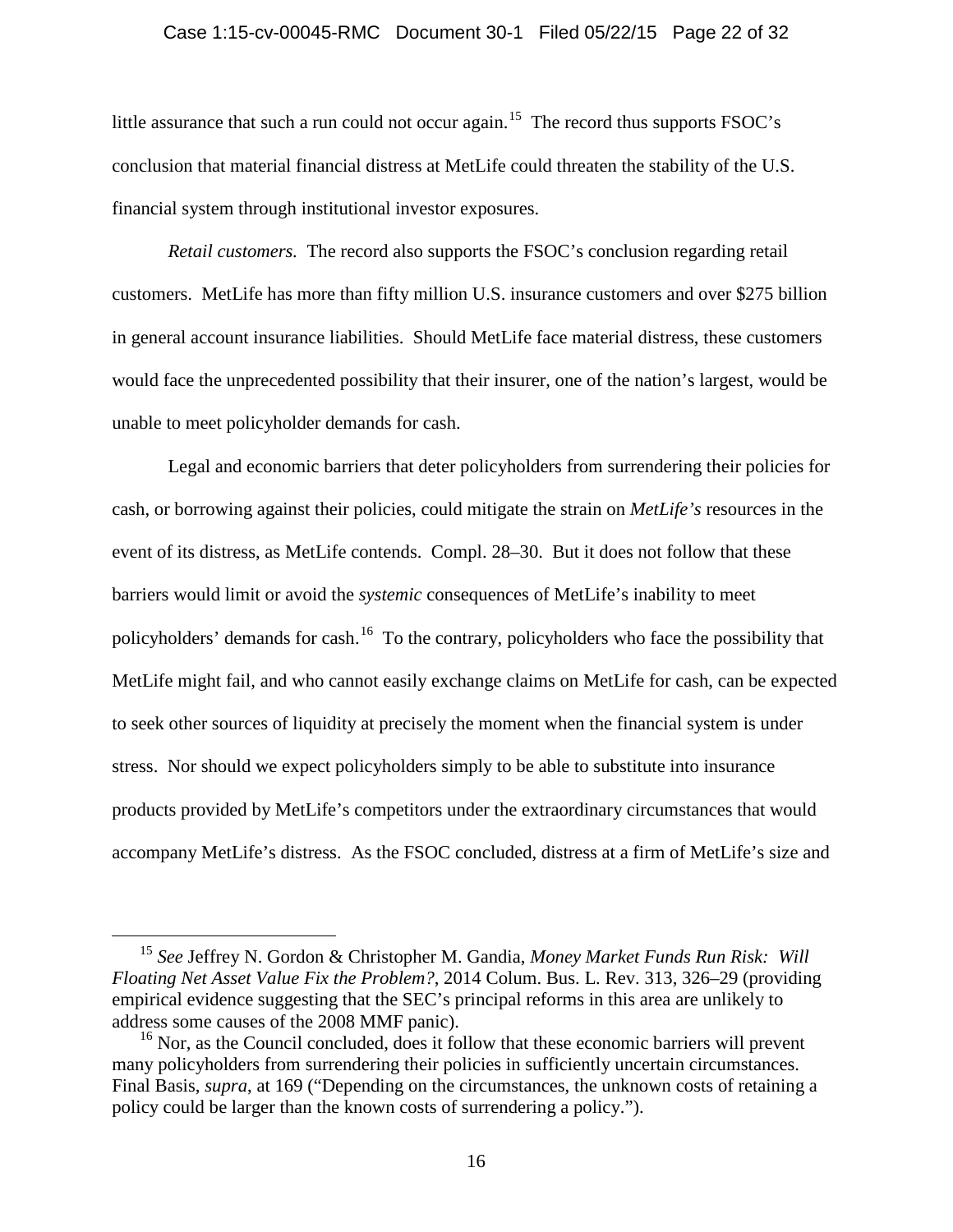little assurance that such a run could not occur again.[15] The record thus supports FSOC's conclusion that material financial distress at MetLife could threaten the stability of the U.S. financial system through institutional investor exposures.

*Retail customers.* The record also supports the FSOC's conclusion regarding retail customers. MetLife has more than fifty million U.S. insurance customers and over $275 billion in general account insurance liabilities. Should MetLife face material distress, these customers would face the unprecedented possibility that their insurer, one of the nation's largest, would be unable to meet policyholder demands for cash.

Legal and economic barriers that deter policyholders from surrendering their policies for cash, or borrowing against their policies, could mitigate the strain on *MetLife's* resources in the event of its distress, as MetLife contends. Compl. 28–30. But it does not follow that these barriers would limit or avoid the *systemic* consequences of MetLife's inability to meet policyholders' demands for cash.[16] To the contrary, policyholders who face the possibility that MetLife might fail, and who cannot easily exchange claims on MetLife for cash, can be expected to seek other sources of liquidity at precisely the moment when the financial system is under stress. Nor should we expect policyholders simply to be able to substitute into insurance products provided by MetLife's competitors under the extraordinary circumstances that would accompany MetLife's distress. As the FSOC concluded, distress at a firm of MetLife's size and

---

[15] *See* Jeffrey N. Gordon & Christopher M. Gandia, *Money Market Funds Run Risk: Will Floating Net Asset Value Fix the Problem?*, 2014 Colum. Bus. L. Rev. 313, 326–29 (providing empirical evidence suggesting that the SEC's principal reforms in this area are unlikely to address some causes of the 2008 MMF panic).

[16] Nor, as the Council concluded, does it follow that these economic barriers will prevent many policyholders from surrendering their policies in sufficiently uncertain circumstances. Final Basis, *supra*, at 169 ("Depending on the circumstances, the unknown costs of retaining a policy could be larger than the known costs of surrendering a policy.").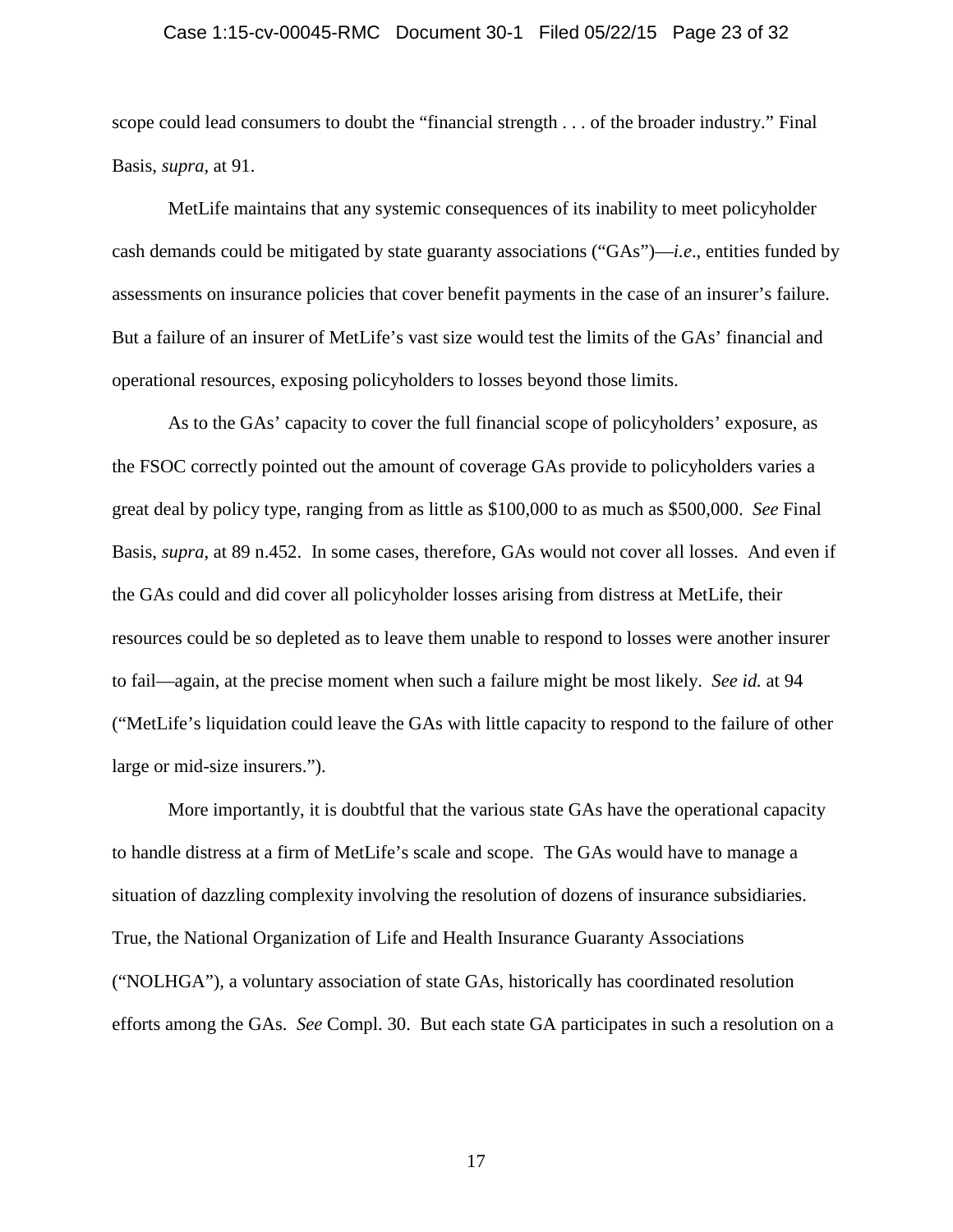scope could lead consumers to doubt the "financial strength . . . of the broader industry." Final Basis, *supra*, at 91.

MetLife maintains that any systemic consequences of its inability to meet policyholder cash demands could be mitigated by state guaranty associations ("GAs")—*i.e*., entities funded by assessments on insurance policies that cover benefit payments in the case of an insurer's failure. But a failure of an insurer of MetLife's vast size would test the limits of the GAs' financial and operational resources, exposing policyholders to losses beyond those limits.

As to the GAs' capacity to cover the full financial scope of policyholders' exposure, as the FSOC correctly pointed out the amount of coverage GAs provide to policyholders varies a great deal by policy type, ranging from as little as $100,000 to as much as $500,000. *See* Final Basis, *supra*, at 89 n.452. In some cases, therefore, GAs would not cover all losses. And even if the GAs could and did cover all policyholder losses arising from distress at MetLife, their resources could be so depleted as to leave them unable to respond to losses were another insurer to fail—again, at the precise moment when such a failure might be most likely. *See id.* at 94 ("MetLife's liquidation could leave the GAs with little capacity to respond to the failure of other large or mid-size insurers.").

More importantly, it is doubtful that the various state GAs have the operational capacity to handle distress at a firm of MetLife's scale and scope. The GAs would have to manage a situation of dazzling complexity involving the resolution of dozens of insurance subsidiaries. True, the National Organization of Life and Health Insurance Guaranty Associations ("NOLHGA"), a voluntary association of state GAs, historically has coordinated resolution efforts among the GAs. *See* Compl. 30. But each state GA participates in such a resolution on a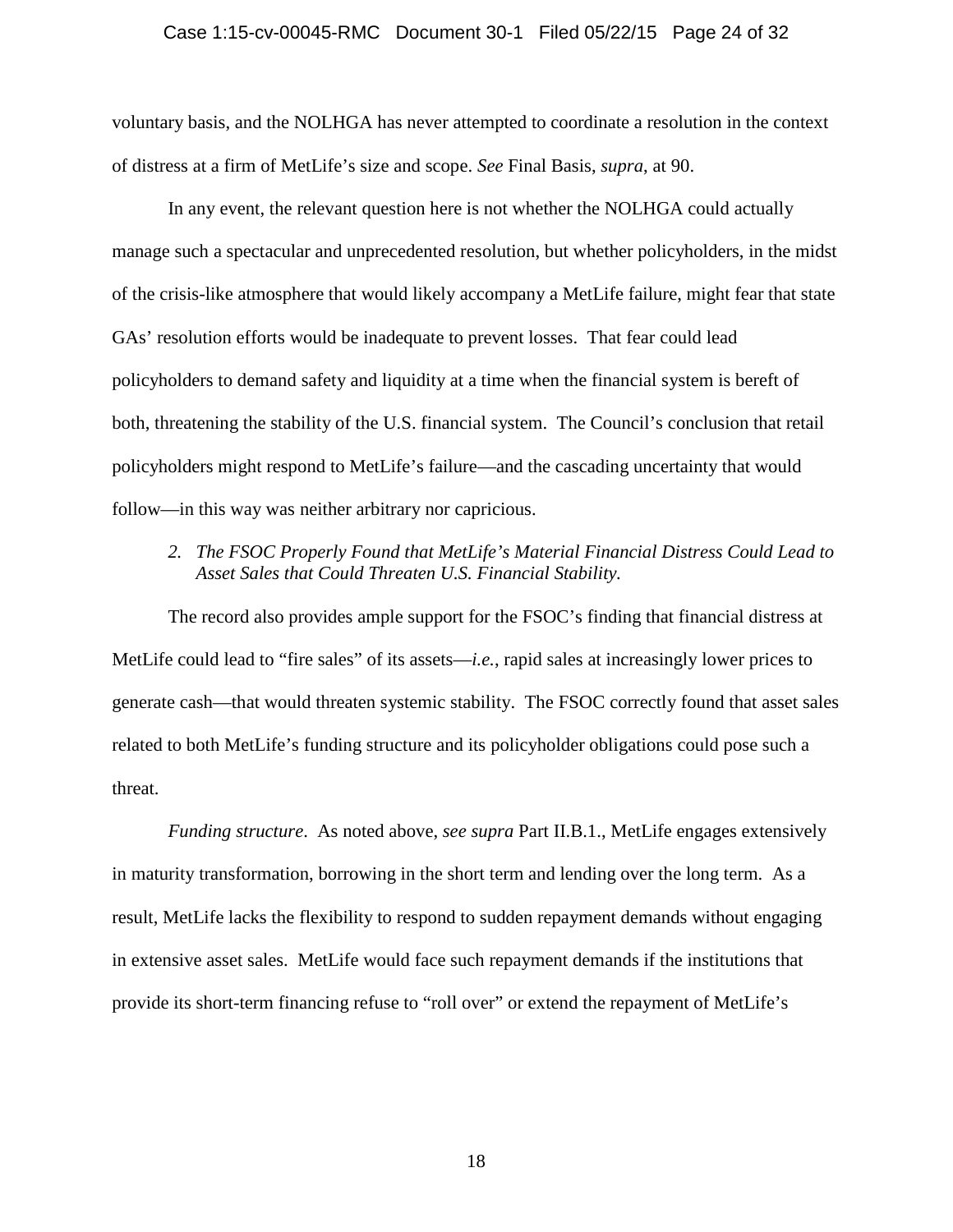voluntary basis, and the NOLHGA has never attempted to coordinate a resolution in the context of distress at a firm of MetLife's size and scope. *See* Final Basis, *supra*, at 90.

In any event, the relevant question here is not whether the NOLHGA could actually manage such a spectacular and unprecedented resolution, but whether policyholders, in the midst of the crisis-like atmosphere that would likely accompany a MetLife failure, might fear that state GAs' resolution efforts would be inadequate to prevent losses. That fear could lead policyholders to demand safety and liquidity at a time when the financial system is bereft of both, threatening the stability of the U.S. financial system. The Council's conclusion that retail policyholders might respond to MetLife's failure—and the cascading uncertainty that would follow—in this way was neither arbitrary nor capricious.

*2. The FSOC Properly Found that MetLife's Material Financial Distress Could Lead to Asset Sales that Could Threaten U.S. Financial Stability.*

The record also provides ample support for the FSOC's finding that financial distress at MetLife could lead to "fire sales" of its assets—*i.e.*, rapid sales at increasingly lower prices to generate cash—that would threaten systemic stability. The FSOC correctly found that asset sales related to both MetLife's funding structure and its policyholder obligations could pose such a threat.

*Funding structure*. As noted above, *see supra* Part II.B.1., MetLife engages extensively in maturity transformation, borrowing in the short term and lending over the long term. As a result, MetLife lacks the flexibility to respond to sudden repayment demands without engaging in extensive asset sales. MetLife would face such repayment demands if the institutions that provide its short-term financing refuse to "roll over" or extend the repayment of MetLife's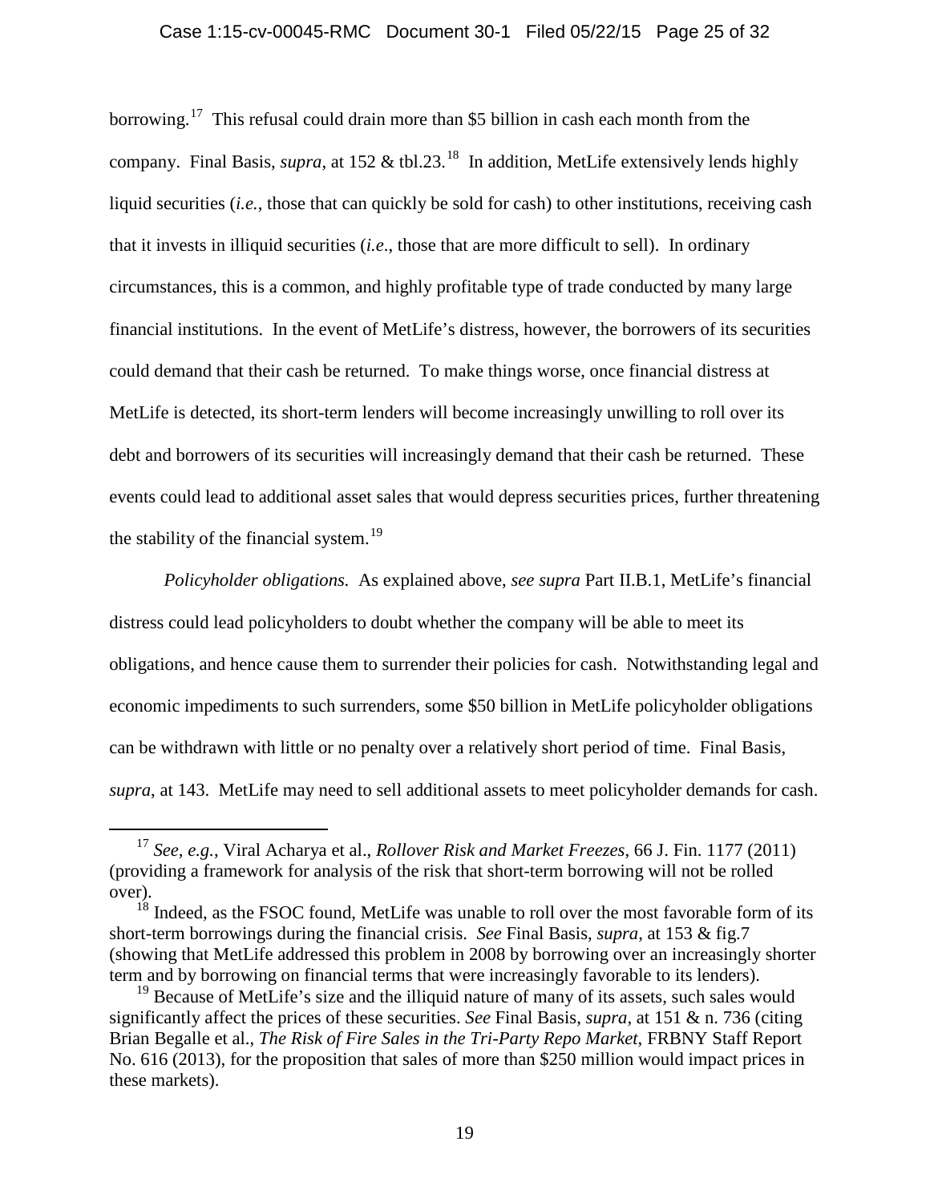borrowing.[17] This refusal could drain more than $5 billion in cash each month from the company. Final Basis, *supra*, at 152 & tbl.23.[18] In addition, MetLife extensively lends highly liquid securities (*i.e.*, those that can quickly be sold for cash) to other institutions, receiving cash that it invests in illiquid securities (*i.e*., those that are more difficult to sell). In ordinary circumstances, this is a common, and highly profitable type of trade conducted by many large financial institutions. In the event of MetLife's distress, however, the borrowers of its securities could demand that their cash be returned. To make things worse, once financial distress at MetLife is detected, its short-term lenders will become increasingly unwilling to roll over its debt and borrowers of its securities will increasingly demand that their cash be returned. These events could lead to additional asset sales that would depress securities prices, further threatening the stability of the financial system.[19]

*Policyholder obligations.* As explained above, *see supra* Part II.B.1, MetLife's financial distress could lead policyholders to doubt whether the company will be able to meet its obligations, and hence cause them to surrender their policies for cash. Notwithstanding legal and economic impediments to such surrenders, some $50 billion in MetLife policyholder obligations can be withdrawn with little or no penalty over a relatively short period of time. Final Basis, *supra*, at 143. MetLife may need to sell additional assets to meet policyholder demands for cash.

---

[17] *See, e.g.*, Viral Acharya et al., *Rollover Risk and Market Freezes*, 66 J. Fin. 1177 (2011) (providing a framework for analysis of the risk that short-term borrowing will not be rolled over).

[18] Indeed, as the FSOC found, MetLife was unable to roll over the most favorable form of its short-term borrowings during the financial crisis. *See* Final Basis, *supra*, at 153 & fig.7 (showing that MetLife addressed this problem in 2008 by borrowing over an increasingly shorter term and by borrowing on financial terms that were increasingly favorable to its lenders).

[19] Because of MetLife's size and the illiquid nature of many of its assets, such sales would significantly affect the prices of these securities. *See* Final Basis, *supra*, at 151 & n. 736 (citing Brian Begalle et al., *The Risk of Fire Sales in the Tri-Party Repo Market*, FRBNY Staff Report No. 616 (2013), for the proposition that sales of more than $250 million would impact prices in these markets).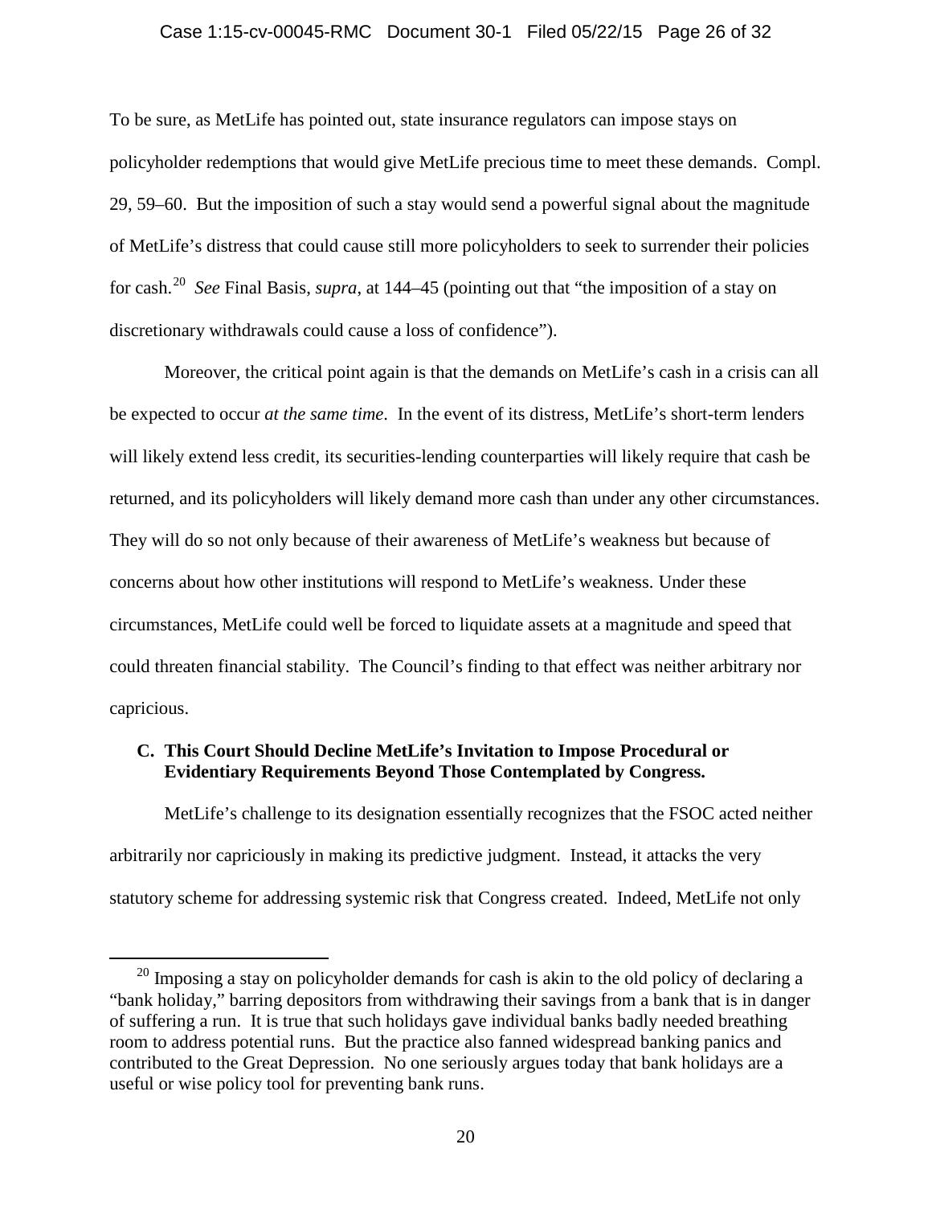To be sure, as MetLife has pointed out, state insurance regulators can impose stays on policyholder redemptions that would give MetLife precious time to meet these demands. Compl. 29, 59–60. But the imposition of such a stay would send a powerful signal about the magnitude of MetLife's distress that could cause still more policyholders to seek to surrender their policies for cash.[20] *See* Final Basis, *supra*, at 144–45 (pointing out that "the imposition of a stay on discretionary withdrawals could cause a loss of confidence").

Moreover, the critical point again is that the demands on MetLife's cash in a crisis can all be expected to occur *at the same time*. In the event of its distress, MetLife's short-term lenders will likely extend less credit, its securities-lending counterparties will likely require that cash be returned, and its policyholders will likely demand more cash than under any other circumstances. They will do so not only because of their awareness of MetLife's weakness but because of concerns about how other institutions will respond to MetLife's weakness. Under these circumstances, MetLife could well be forced to liquidate assets at a magnitude and speed that could threaten financial stability. The Council's finding to that effect was neither arbitrary nor capricious.

### C. This Court Should Decline MetLife's Invitation to Impose Procedural or Evidentiary Requirements Beyond Those Contemplated by Congress.

MetLife's challenge to its designation essentially recognizes that the FSOC acted neither arbitrarily nor capriciously in making its predictive judgment. Instead, it attacks the very statutory scheme for addressing systemic risk that Congress created. Indeed, MetLife not only

---

[20] Imposing a stay on policyholder demands for cash is akin to the old policy of declaring a "bank holiday," barring depositors from withdrawing their savings from a bank that is in danger of suffering a run. It is true that such holidays gave individual banks badly needed breathing room to address potential runs. But the practice also fanned widespread banking panics and contributed to the Great Depression. No one seriously argues today that bank holidays are a useful or wise policy tool for preventing bank runs.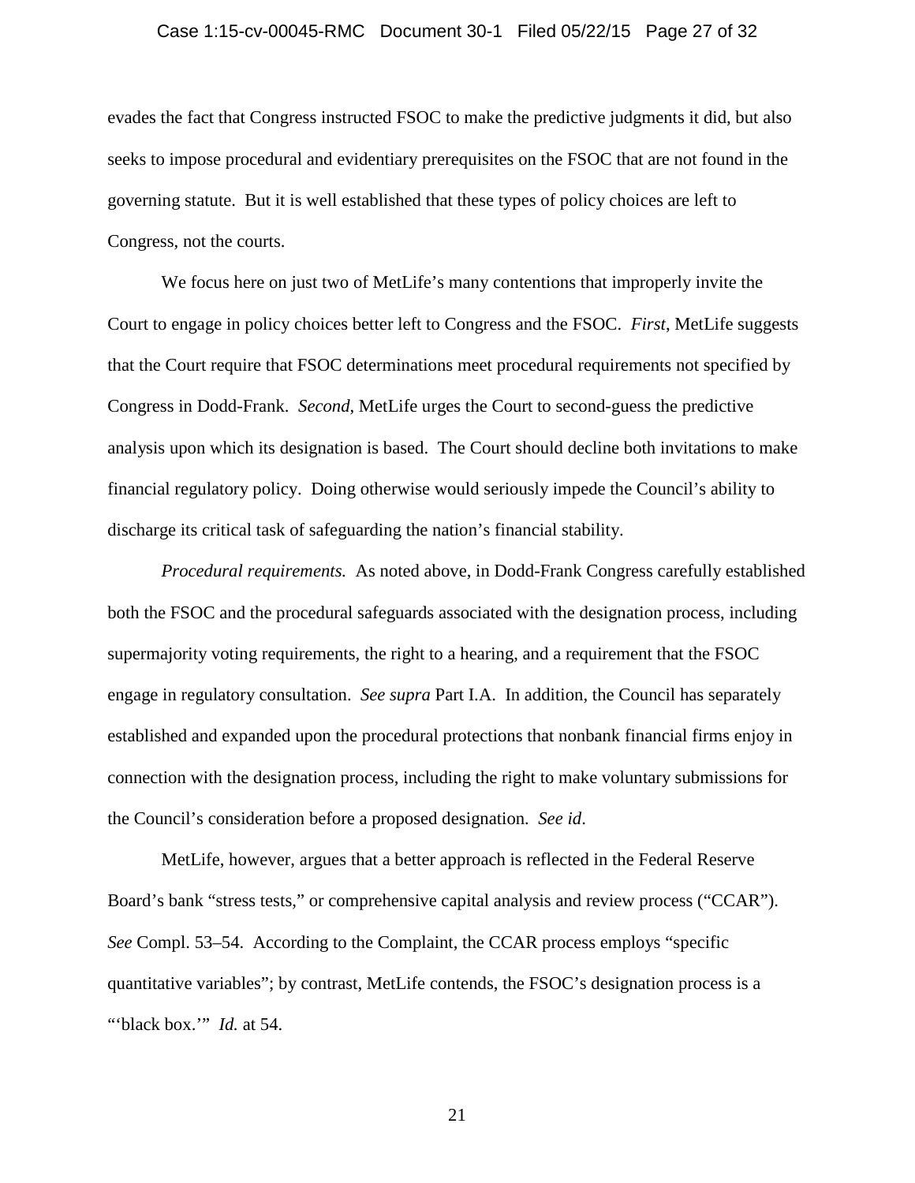evades the fact that Congress instructed FSOC to make the predictive judgments it did, but also seeks to impose procedural and evidentiary prerequisites on the FSOC that are not found in the governing statute. But it is well established that these types of policy choices are left to Congress, not the courts.

We focus here on just two of MetLife's many contentions that improperly invite the Court to engage in policy choices better left to Congress and the FSOC. *First*, MetLife suggests that the Court require that FSOC determinations meet procedural requirements not specified by Congress in Dodd-Frank. *Second*, MetLife urges the Court to second-guess the predictive analysis upon which its designation is based. The Court should decline both invitations to make financial regulatory policy. Doing otherwise would seriously impede the Council's ability to discharge its critical task of safeguarding the nation's financial stability.

*Procedural requirements.* As noted above, in Dodd-Frank Congress carefully established both the FSOC and the procedural safeguards associated with the designation process, including supermajority voting requirements, the right to a hearing, and a requirement that the FSOC engage in regulatory consultation. *See supra* Part I.A. In addition, the Council has separately established and expanded upon the procedural protections that nonbank financial firms enjoy in connection with the designation process, including the right to make voluntary submissions for the Council's consideration before a proposed designation. *See id*.

MetLife, however, argues that a better approach is reflected in the Federal Reserve Board's bank "stress tests," or comprehensive capital analysis and review process ("CCAR"). *See* Compl. 53–54. According to the Complaint, the CCAR process employs "specific quantitative variables"; by contrast, MetLife contends, the FSOC's designation process is a "'black box.'" *Id.* at 54.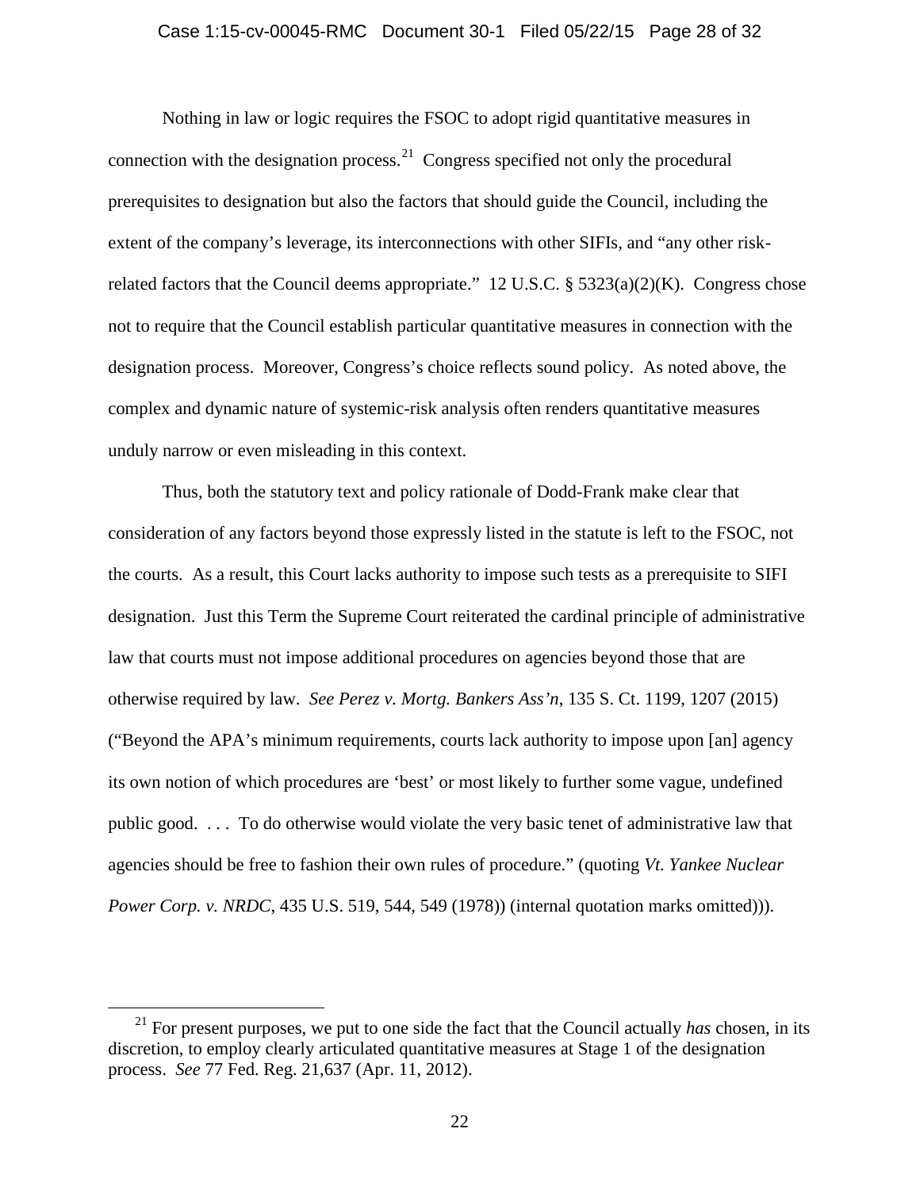Nothing in law or logic requires the FSOC to adopt rigid quantitative measures in connection with the designation process.[21] Congress specified not only the procedural prerequisites to designation but also the factors that should guide the Council, including the extent of the company's leverage, its interconnections with other SIFIs, and "any other risk-related factors that the Council deems appropriate." 12 U.S.C. § 5323(a)(2)(K). Congress chose not to require that the Council establish particular quantitative measures in connection with the designation process. Moreover, Congress's choice reflects sound policy. As noted above, the complex and dynamic nature of systemic-risk analysis often renders quantitative measures unduly narrow or even misleading in this context.

Thus, both the statutory text and policy rationale of Dodd-Frank make clear that consideration of any factors beyond those expressly listed in the statute is left to the FSOC, not the courts. As a result, this Court lacks authority to impose such tests as a prerequisite to SIFI designation. Just this Term the Supreme Court reiterated the cardinal principle of administrative law that courts must not impose additional procedures on agencies beyond those that are otherwise required by law. *See Perez v. Mortg. Bankers Ass'n*, 135 S. Ct. 1199, 1207 (2015) ("Beyond the APA's minimum requirements, courts lack authority to impose upon [an] agency its own notion of which procedures are 'best' or most likely to further some vague, undefined public good. . . . To do otherwise would violate the very basic tenet of administrative law that agencies should be free to fashion their own rules of procedure." (quoting *Vt. Yankee Nuclear Power Corp. v. NRDC*, 435 U.S. 519, 544, 549 (1978)) (internal quotation marks omitted))).

[21] For present purposes, we put to one side the fact that the Council actually *has* chosen, in its discretion, to employ clearly articulated quantitative measures at Stage 1 of the designation process. *See* 77 Fed. Reg. 21,637 (Apr. 11, 2012).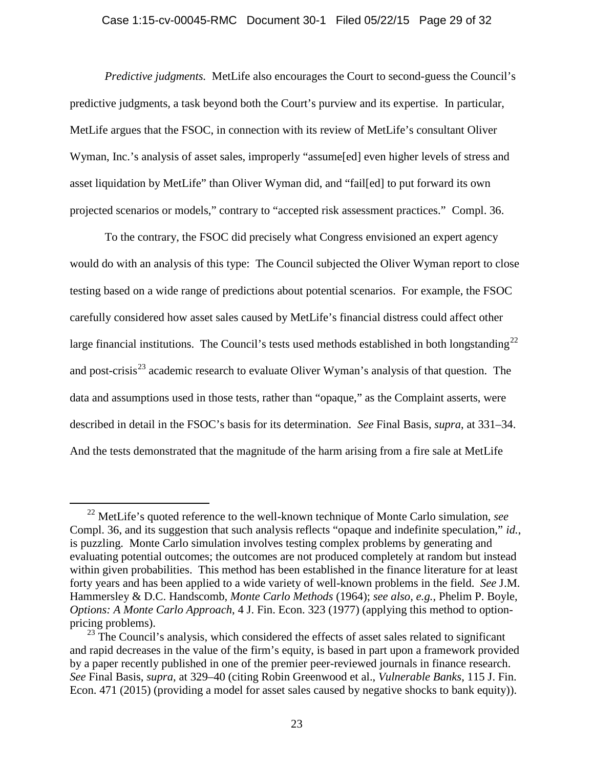*Predictive judgments.* MetLife also encourages the Court to second-guess the Council's predictive judgments, a task beyond both the Court's purview and its expertise. In particular, MetLife argues that the FSOC, in connection with its review of MetLife's consultant Oliver Wyman, Inc.'s analysis of asset sales, improperly "assume[ed] even higher levels of stress and asset liquidation by MetLife" than Oliver Wyman did, and "fail[ed] to put forward its own projected scenarios or models," contrary to "accepted risk assessment practices." Compl. 36.

To the contrary, the FSOC did precisely what Congress envisioned an expert agency would do with an analysis of this type: The Council subjected the Oliver Wyman report to close testing based on a wide range of predictions about potential scenarios. For example, the FSOC carefully considered how asset sales caused by MetLife's financial distress could affect other large financial institutions. The Council's tests used methods established in both longstanding[22] and post-crisis[23] academic research to evaluate Oliver Wyman's analysis of that question. The data and assumptions used in those tests, rather than "opaque," as the Complaint asserts, were described in detail in the FSOC's basis for its determination. *See* Final Basis, *supra*, at 331–34. And the tests demonstrated that the magnitude of the harm arising from a fire sale at MetLife

---

[22] MetLife's quoted reference to the well-known technique of Monte Carlo simulation, *see* Compl. 36, and its suggestion that such analysis reflects "opaque and indefinite speculation," *id.*, is puzzling. Monte Carlo simulation involves testing complex problems by generating and evaluating potential outcomes; the outcomes are not produced completely at random but instead within given probabilities. This method has been established in the finance literature for at least forty years and has been applied to a wide variety of well-known problems in the field. *See* J.M. Hammersley & D.C. Handscomb, *Monte Carlo Methods* (1964); *see also, e.g.*, Phelim P. Boyle, *Options: A Monte Carlo Approach*, 4 J. Fin. Econ. 323 (1977) (applying this method to option-pricing problems).

[23] The Council's analysis, which considered the effects of asset sales related to significant and rapid decreases in the value of the firm's equity, is based in part upon a framework provided by a paper recently published in one of the premier peer-reviewed journals in finance research. *See* Final Basis, *supra*, at 329–40 (citing Robin Greenwood et al., *Vulnerable Banks*, 115 J. Fin. Econ. 471 (2015) (providing a model for asset sales caused by negative shocks to bank equity)).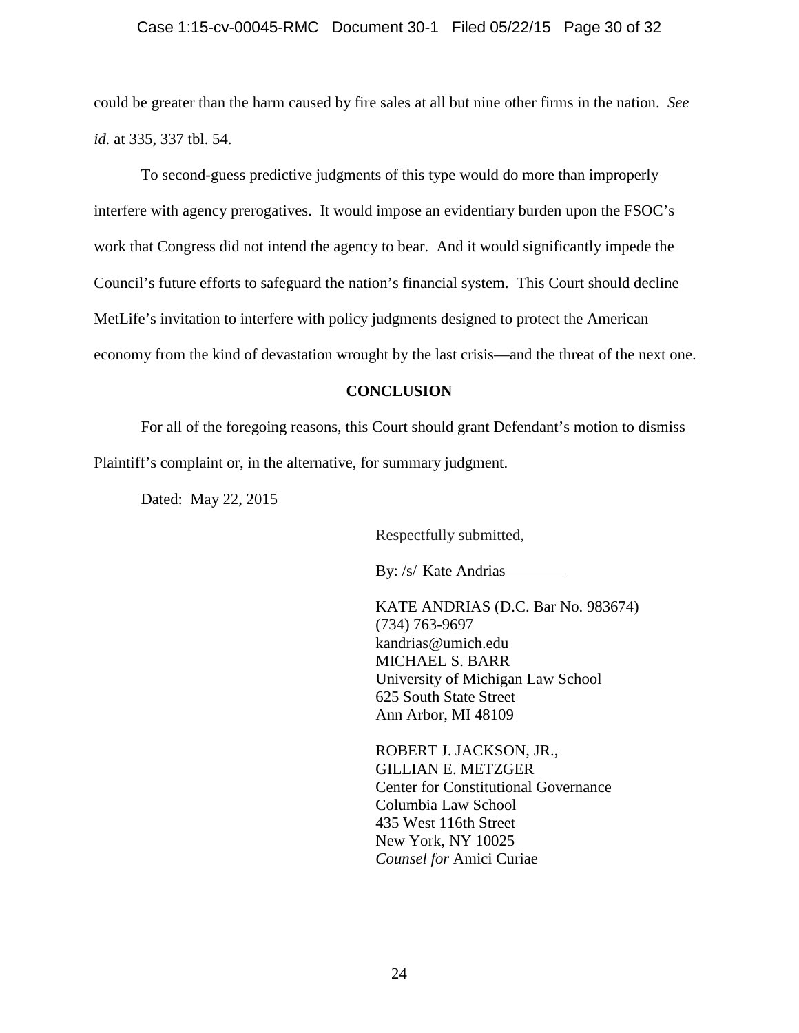could be greater than the harm caused by fire sales at all but nine other firms in the nation. *See id.* at 335, 337 tbl. 54.

To second-guess predictive judgments of this type would do more than improperly interfere with agency prerogatives. It would impose an evidentiary burden upon the FSOC's work that Congress did not intend the agency to bear. And it would significantly impede the Council's future efforts to safeguard the nation's financial system. This Court should decline MetLife's invitation to interfere with policy judgments designed to protect the American economy from the kind of devastation wrought by the last crisis—and the threat of the next one.

## CONCLUSION

For all of the foregoing reasons, this Court should grant Defendant's motion to dismiss Plaintiff's complaint or, in the alternative, for summary judgment.

Dated: May 22, 2015

Respectfully submitted,

By: /s/ Kate Andrias

KATE ANDRIAS (D.C. Bar No. 983674)
(734) 763-9697
kandrias@umich.edu
MICHAEL S. BARR
University of Michigan Law School
625 South State Street
Ann Arbor, MI 48109

ROBERT J. JACKSON, JR.,
GILLIAN E. METZGER
Center for Constitutional Governance
Columbia Law School
435 West 116th Street
New York, NY 10025
*Counsel for* Amici Curiae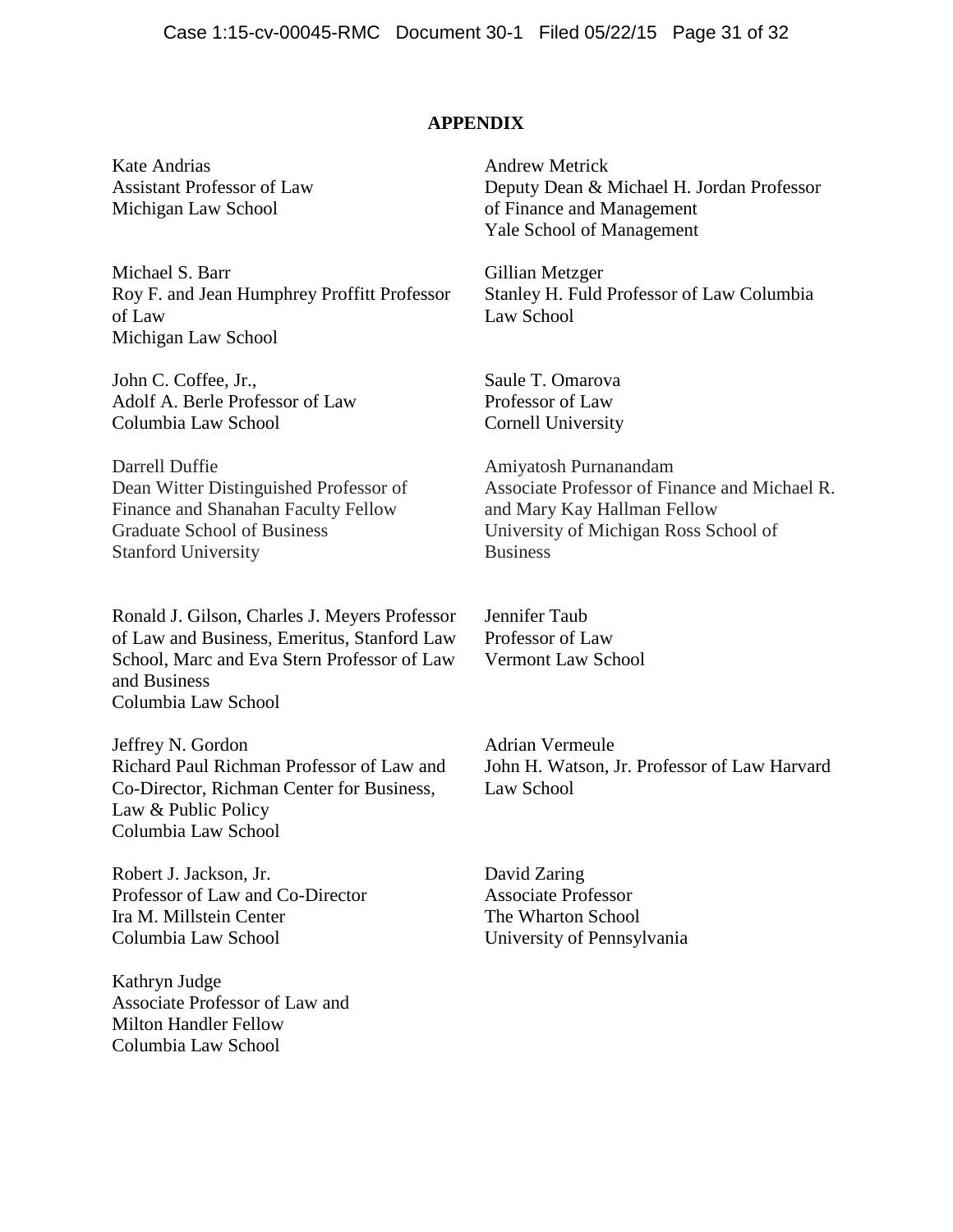## APPENDIX

Kate Andrias
Assistant Professor of Law
Michigan Law School

Michael S. Barr
Roy F. and Jean Humphrey Proffitt Professor of Law
Michigan Law School

John C. Coffee, Jr.,
Adolf A. Berle Professor of Law
Columbia Law School

Darrell Duffie
Dean Witter Distinguished Professor of Finance and Shanahan Faculty Fellow
Graduate School of Business
Stanford University

Ronald J. Gilson, Charles J. Meyers Professor of Law and Business, Emeritus, Stanford Law School, Marc and Eva Stern Professor of Law and Business
Columbia Law School

Jeffrey N. Gordon
Richard Paul Richman Professor of Law and Co-Director, Richman Center for Business, Law & Public Policy
Columbia Law School

Robert J. Jackson, Jr.
Professor of Law and Co-Director
Ira M. Millstein Center
Columbia Law School

Kathryn Judge
Associate Professor of Law and
Milton Handler Fellow
Columbia Law School

Andrew Metrick
Deputy Dean & Michael H. Jordan Professor of Finance and Management
Yale School of Management

Gillian Metzger
Stanley H. Fuld Professor of Law Columbia Law School

Saule T. Omarova
Professor of Law
Cornell University

Amiyatosh Purnanandam
Associate Professor of Finance and Michael R. and Mary Kay Hallman Fellow
University of Michigan Ross School of Business

Jennifer Taub
Professor of Law
Vermont Law School

Adrian Vermeule
John H. Watson, Jr. Professor of Law Harvard Law School

David Zaring
Associate Professor
The Wharton School
University of Pennsylvania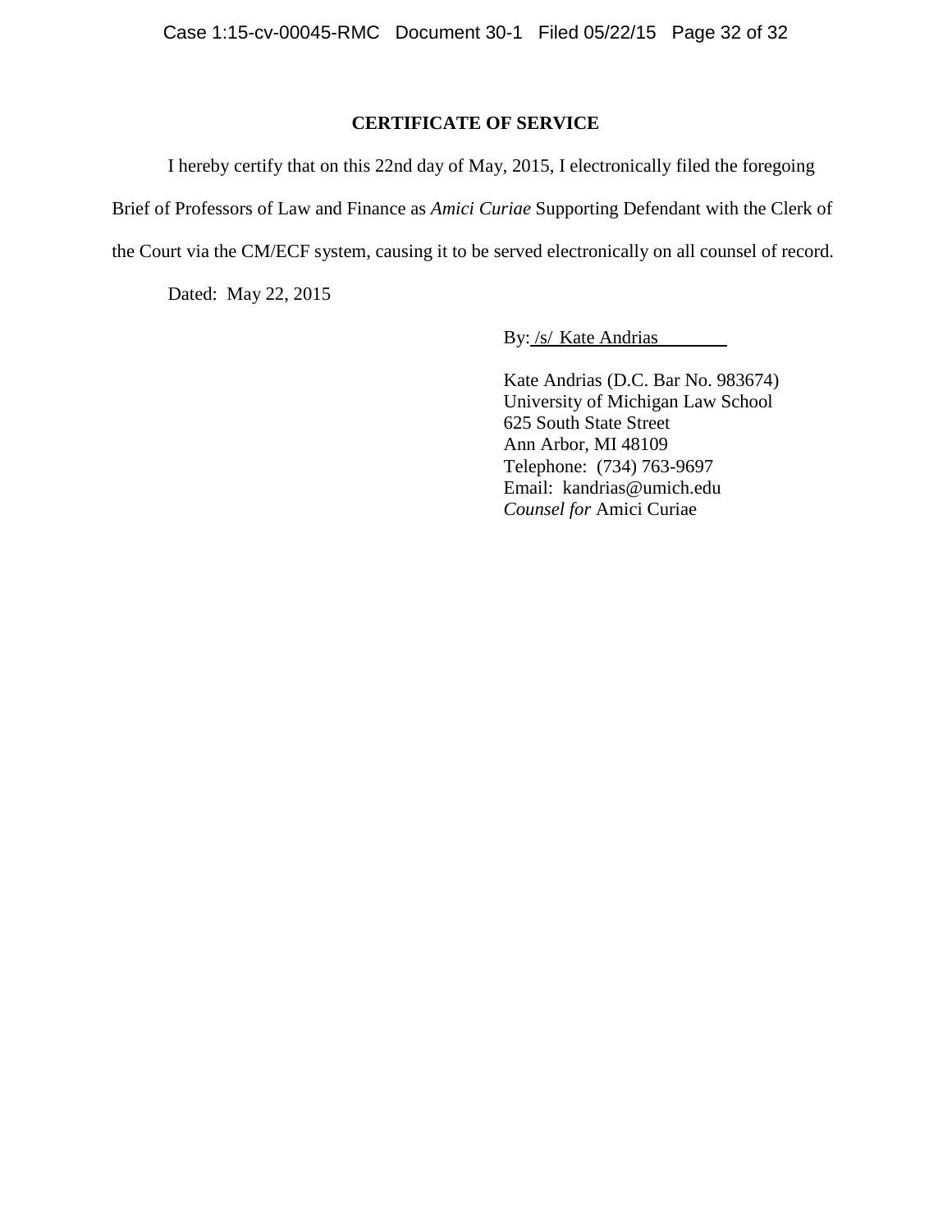## CERTIFICATE OF SERVICE

I hereby certify that on this 22nd day of May, 2015, I electronically filed the foregoing Brief of Professors of Law and Finance as *Amici Curiae* Supporting Defendant with the Clerk of the Court via the CM/ECF system, causing it to be served electronically on all counsel of record.

Dated: May 22, 2015

By: /s/ Kate Andrias

Kate Andrias (D.C. Bar No. 983674)
University of Michigan Law School
625 South State Street
Ann Arbor, MI 48109
Telephone: (734) 763-9697
Email: kandrias@umich.edu
*Counsel for* Amici Curiae